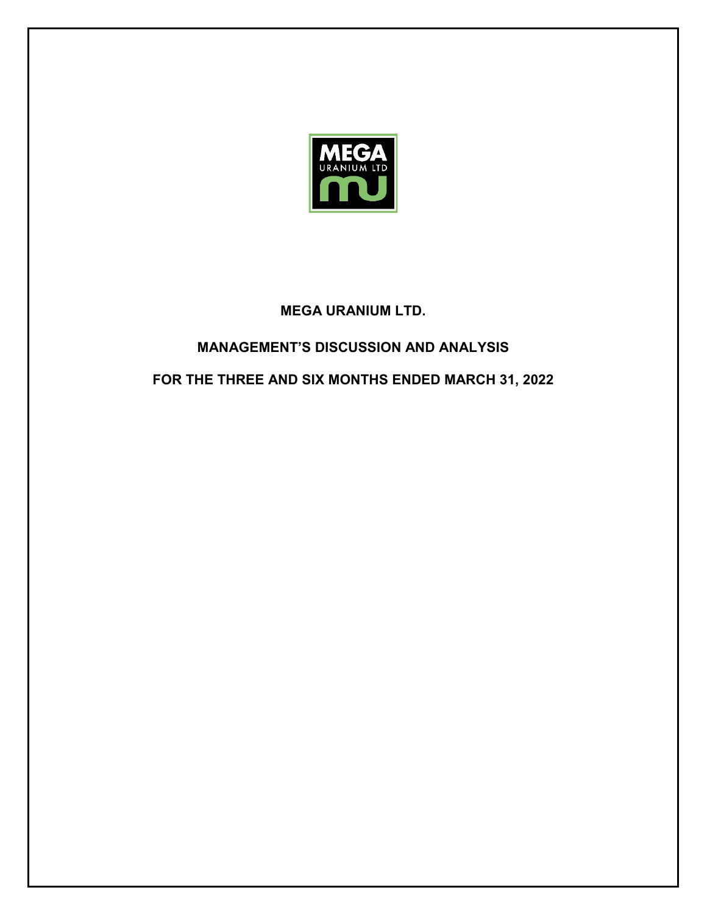# MEGA URANIUM LTD.

## MANAGEMENT'S DISCUSSION AND ANALYSIS

## FOR THE THREE AND SIX MONTHS ENDED MARCH 31, 2022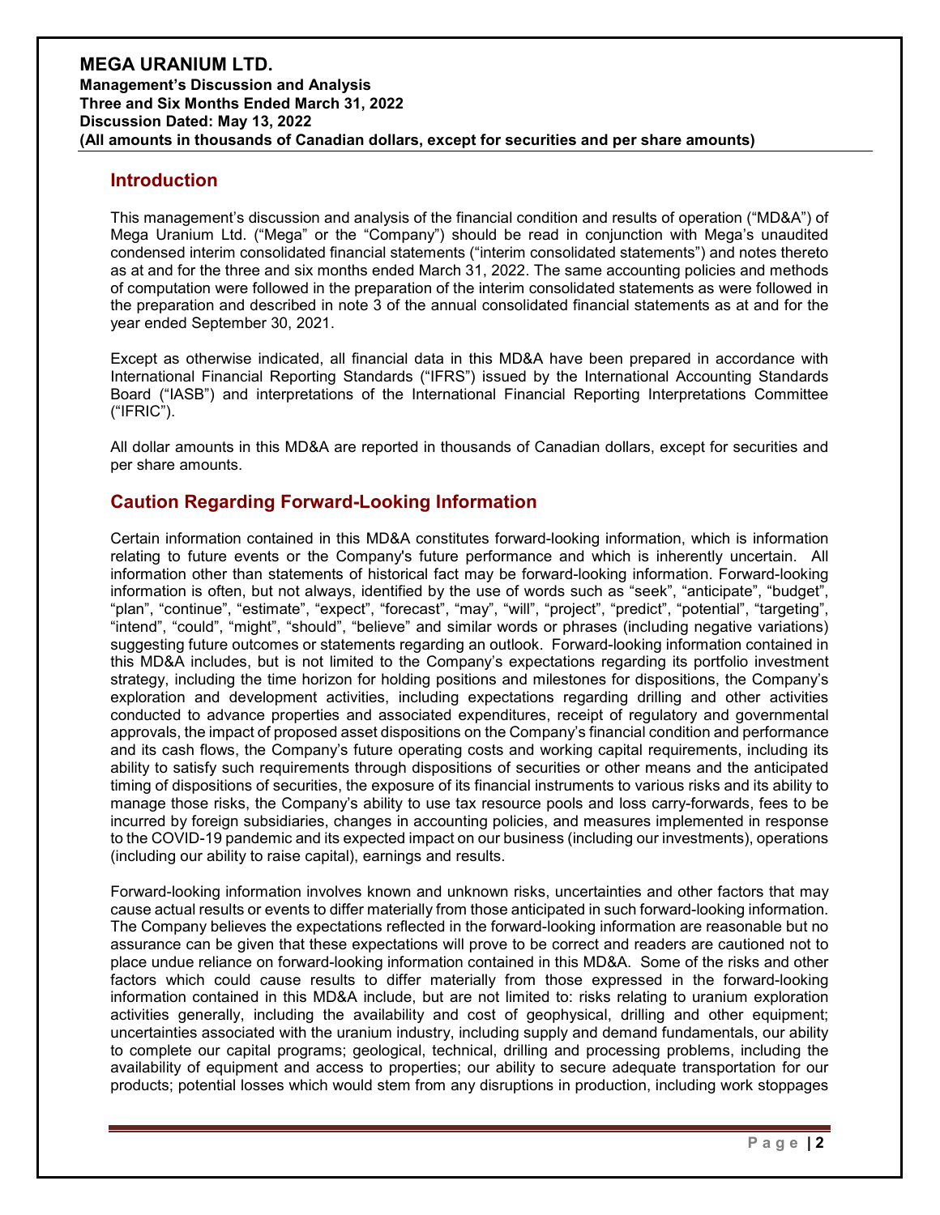## Introduction

This management's discussion and analysis of the financial condition and results of operation ("MD&A") of Mega Uranium Ltd. ("Mega" or the "Company") should be read in conjunction with Mega's unaudited condensed interim consolidated financial statements ("interim consolidated statements") and notes thereto as at and for the three and six months ended March 31, 2022. The same accounting policies and methods of computation were followed in the preparation of the interim consolidated statements as were followed in the preparation and described in note 3 of the annual consolidated financial statements as at and for the year ended September 30, 2021.

Except as otherwise indicated, all financial data in this MD&A have been prepared in accordance with International Financial Reporting Standards ("IFRS") issued by the International Accounting Standards Board ("IASB") and interpretations of the International Financial Reporting Interpretations Committee ("IFRIC").

All dollar amounts in this MD&A are reported in thousands of Canadian dollars, except for securities and per share amounts.

## Caution Regarding Forward-Looking Information

Certain information contained in this MD&A constitutes forward-looking information, which is information relating to future events or the Company's future performance and which is inherently uncertain. All information other than statements of historical fact may be forward-looking information. Forward-looking information is often, but not always, identified by the use of words such as "seek", "anticipate", "budget", "plan", "continue", "estimate", "expect", "forecast", "may", "will", "project", "predict", "potential", "targeting", "intend", "could", "might", "should", "believe" and similar words or phrases (including negative variations) suggesting future outcomes or statements regarding an outlook. Forward-looking information contained in this MD&A includes, but is not limited to the Company's expectations regarding its portfolio investment strategy, including the time horizon for holding positions and milestones for dispositions, the Company's exploration and development activities, including expectations regarding drilling and other activities conducted to advance properties and associated expenditures, receipt of regulatory and governmental approvals, the impact of proposed asset dispositions on the Company's financial condition and performance and its cash flows, the Company's future operating costs and working capital requirements, including its ability to satisfy such requirements through dispositions of securities or other means and the anticipated timing of dispositions of securities, the exposure of its financial instruments to various risks and its ability to manage those risks, the Company's ability to use tax resource pools and loss carry-forwards, fees to be incurred by foreign subsidiaries, changes in accounting policies, and measures implemented in response to the COVID-19 pandemic and its expected impact on our business (including our investments), operations (including our ability to raise capital), earnings and results.

Forward-looking information involves known and unknown risks, uncertainties and other factors that may cause actual results or events to differ materially from those anticipated in such forward-looking information. The Company believes the expectations reflected in the forward-looking information are reasonable but no assurance can be given that these expectations will prove to be correct and readers are cautioned not to place undue reliance on forward-looking information contained in this MD&A. Some of the risks and other factors which could cause results to differ materially from those expressed in the forward-looking information contained in this MD&A include, but are not limited to: risks relating to uranium exploration activities generally, including the availability and cost of geophysical, drilling and other equipment; uncertainties associated with the uranium industry, including supply and demand fundamentals, our ability to complete our capital programs; geological, technical, drilling and processing problems, including the availability of equipment and access to properties; our ability to secure adequate transportation for our products; potential losses which would stem from any disruptions in production, including work stoppages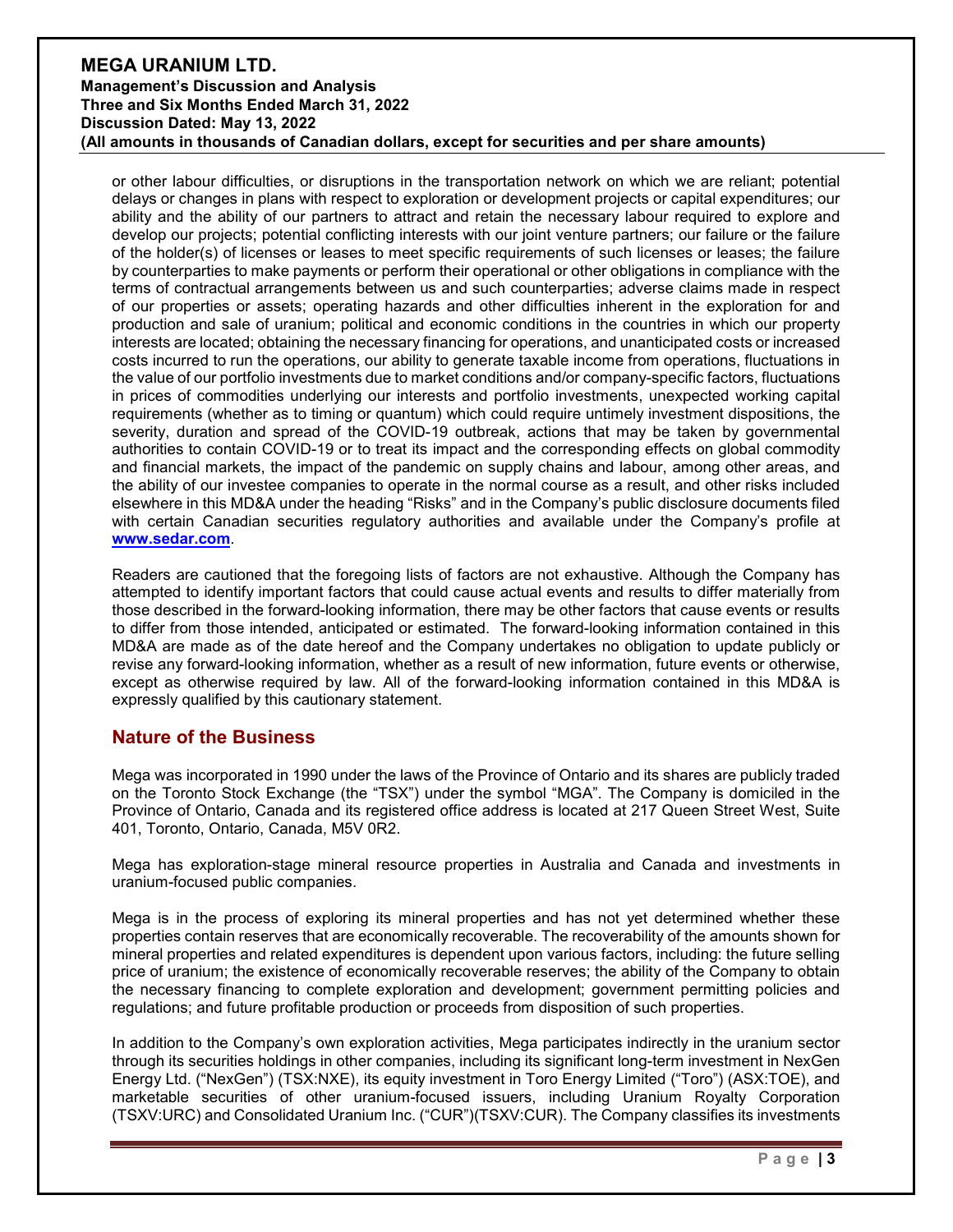or other labour difficulties, or disruptions in the transportation network on which we are reliant; potential delays or changes in plans with respect to exploration or development projects or capital expenditures; our ability and the ability of our partners to attract and retain the necessary labour required to explore and develop our projects; potential conflicting interests with our joint venture partners; our failure or the failure of the holder(s) of licenses or leases to meet specific requirements of such licenses or leases; the failure by counterparties to make payments or perform their operational or other obligations in compliance with the terms of contractual arrangements between us and such counterparties; adverse claims made in respect of our properties or assets; operating hazards and other difficulties inherent in the exploration for and production and sale of uranium; political and economic conditions in the countries in which our property interests are located; obtaining the necessary financing for operations, and unanticipated costs or increased costs incurred to run the operations, our ability to generate taxable income from operations, fluctuations in the value of our portfolio investments due to market conditions and/or company-specific factors, fluctuations in prices of commodities underlying our interests and portfolio investments, unexpected working capital requirements (whether as to timing or quantum) which could require untimely investment dispositions, the severity, duration and spread of the COVID-19 outbreak, actions that may be taken by governmental authorities to contain COVID-19 or to treat its impact and the corresponding effects on global commodity and financial markets, the impact of the pandemic on supply chains and labour, among other areas, and the ability of our investee companies to operate in the normal course as a result, and other risks included elsewhere in this MD&A under the heading "Risks" and in the Company's public disclosure documents filed with certain Canadian securities regulatory authorities and available under the Company's profile at [www.sedar.com](http://www.sedar.com).

Readers are cautioned that the foregoing lists of factors are not exhaustive. Although the Company has attempted to identify important factors that could cause actual events and results to differ materially from those described in the forward-looking information, there may be other factors that cause events or results to differ from those intended, anticipated or estimated. The forward-looking information contained in this MD&A are made as of the date hereof and the Company undertakes no obligation to update publicly or revise any forward-looking information, whether as a result of new information, future events or otherwise, except as otherwise required by law. All of the forward-looking information contained in this MD&A is expressly qualified by this cautionary statement.

## Nature of the Business

Mega was incorporated in 1990 under the laws of the Province of Ontario and its shares are publicly traded on the Toronto Stock Exchange (the "TSX") under the symbol "MGA". The Company is domiciled in the Province of Ontario, Canada and its registered office address is located at 217 Queen Street West, Suite 401, Toronto, Ontario, Canada, M5V 0R2.

Mega has exploration-stage mineral resource properties in Australia and Canada and investments in uranium-focused public companies.

Mega is in the process of exploring its mineral properties and has not yet determined whether these properties contain reserves that are economically recoverable. The recoverability of the amounts shown for mineral properties and related expenditures is dependent upon various factors, including: the future selling price of uranium; the existence of economically recoverable reserves; the ability of the Company to obtain the necessary financing to complete exploration and development; government permitting policies and regulations; and future profitable production or proceeds from disposition of such properties.

In addition to the Company's own exploration activities, Mega participates indirectly in the uranium sector through its securities holdings in other companies, including its significant long-term investment in NexGen Energy Ltd. ("NexGen") (TSX:NXE), its equity investment in Toro Energy Limited ("Toro") (ASX:TOE), and marketable securities of other uranium-focused issuers, including Uranium Royalty Corporation (TSXV:URC) and Consolidated Uranium Inc. ("CUR")(TSXV:CUR). The Company classifies its investments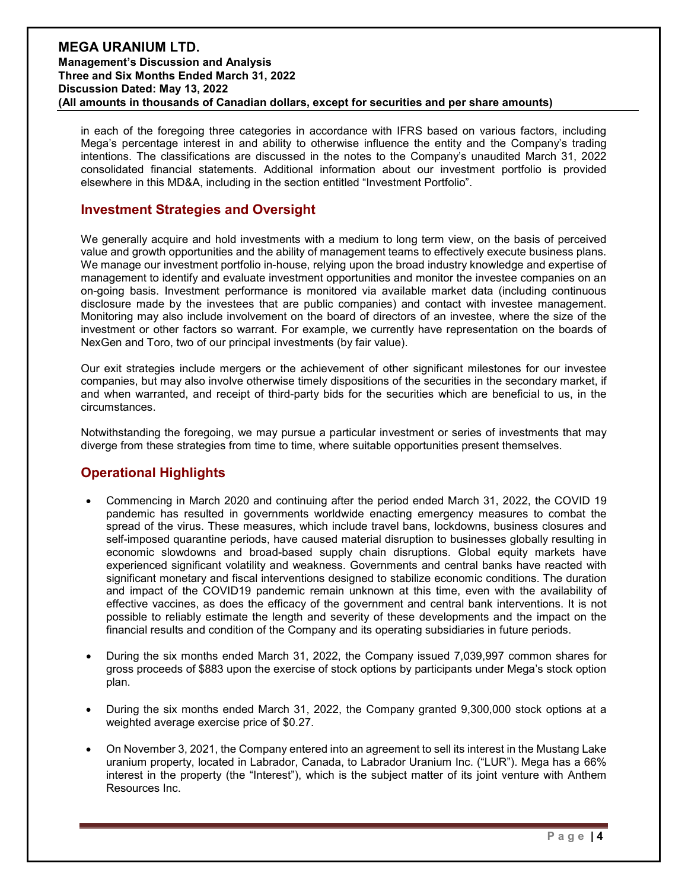in each of the foregoing three categories in accordance with IFRS based on various factors, including Mega's percentage interest in and ability to otherwise influence the entity and the Company's trading intentions. The classifications are discussed in the notes to the Company's unaudited March 31, 2022 consolidated financial statements. Additional information about our investment portfolio is provided elsewhere in this MD&A, including in the section entitled "Investment Portfolio".

## Investment Strategies and Oversight

We generally acquire and hold investments with a medium to long term view, on the basis of perceived value and growth opportunities and the ability of management teams to effectively execute business plans. We manage our investment portfolio in-house, relying upon the broad industry knowledge and expertise of management to identify and evaluate investment opportunities and monitor the investee companies on an on-going basis. Investment performance is monitored via available market data (including continuous disclosure made by the investees that are public companies) and contact with investee management. Monitoring may also include involvement on the board of directors of an investee, where the size of the investment or other factors so warrant. For example, we currently have representation on the boards of NexGen and Toro, two of our principal investments (by fair value).

Our exit strategies include mergers or the achievement of other significant milestones for our investee companies, but may also involve otherwise timely dispositions of the securities in the secondary market, if and when warranted, and receipt of third-party bids for the securities which are beneficial to us, in the circumstances.

Notwithstanding the foregoing, we may pursue a particular investment or series of investments that may diverge from these strategies from time to time, where suitable opportunities present themselves.

## Operational Highlights

- Commencing in March 2020 and continuing after the period ended March 31, 2022, the COVID 19 pandemic has resulted in governments worldwide enacting emergency measures to combat the spread of the virus. These measures, which include travel bans, lockdowns, business closures and self-imposed quarantine periods, have caused material disruption to businesses globally resulting in economic slowdowns and broad-based supply chain disruptions. Global equity markets have experienced significant volatility and weakness. Governments and central banks have reacted with significant monetary and fiscal interventions designed to stabilize economic conditions. The duration and impact of the COVID19 pandemic remain unknown at this time, even with the availability of effective vaccines, as does the efficacy of the government and central bank interventions. It is not possible to reliably estimate the length and severity of these developments and the impact on the financial results and condition of the Company and its operating subsidiaries in future periods.

- During the six months ended March 31, 2022, the Company issued 7,039,997 common shares for gross proceeds of $883 upon the exercise of stock options by participants under Mega's stock option plan.

- During the six months ended March 31, 2022, the Company granted 9,300,000 stock options at a weighted average exercise price of $0.27.

- On November 3, 2021, the Company entered into an agreement to sell its interest in the Mustang Lake uranium property, located in Labrador, Canada, to Labrador Uranium Inc. ("LUR"). Mega has a 66% interest in the property (the "Interest"), which is the subject matter of its joint venture with Anthem Resources Inc.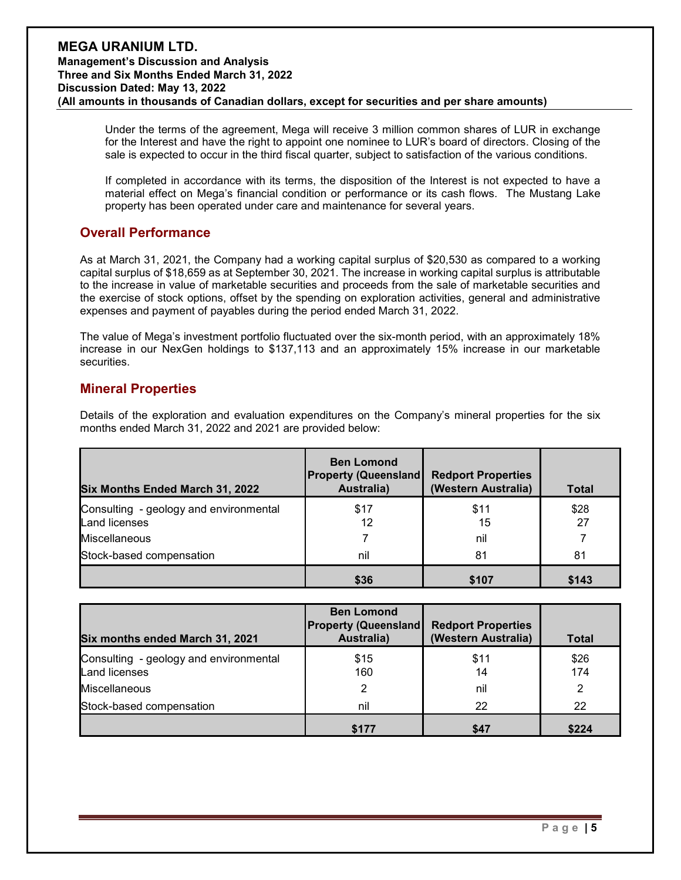Under the terms of the agreement, Mega will receive 3 million common shares of LUR in exchange for the Interest and have the right to appoint one nominee to LUR's board of directors. Closing of the sale is expected to occur in the third fiscal quarter, subject to satisfaction of the various conditions.

If completed in accordance with its terms, the disposition of the Interest is not expected to have a material effect on Mega's financial condition or performance or its cash flows. The Mustang Lake property has been operated under care and maintenance for several years.

## Overall Performance

As at March 31, 2021, the Company had a working capital surplus of $20,530 as compared to a working capital surplus of $18,659 as at September 30, 2021. The increase in working capital surplus is attributable to the increase in value of marketable securities and proceeds from the sale of marketable securities and the exercise of stock options, offset by the spending on exploration activities, general and administrative expenses and payment of payables during the period ended March 31, 2022.

The value of Mega's investment portfolio fluctuated over the six-month period, with an approximately 18% increase in our NexGen holdings to $137,113 and an approximately 15% increase in our marketable securities.

## Mineral Properties

Details of the exploration and evaluation expenditures on the Company's mineral properties for the six months ended March 31, 2022 and 2021 are provided below:

| Six Months Ended March 31, 2022 | Ben Lomond Property (Queensland Australia) | Redport Properties (Western Australia) | Total |
|---|---|---|---|
| Consulting - geology and environmental | $17 | $11 | $28 |
| Land licenses | 12 | 15 | 27 |
| Miscellaneous | 7 | nil | 7 |
| Stock-based compensation | nil | 81 | 81 |
| | **$36** | **$107** | **$143** |

| Six months ended March 31, 2021 | Ben Lomond Property (Queensland Australia) | Redport Properties (Western Australia) | Total |
|---|---|---|---|
| Consulting - geology and environmental | $15 | $11 | $26 |
| Land licenses | 160 | 14 | 174 |
| Miscellaneous | 2 | nil | 2 |
| Stock-based compensation | nil | 22 | 22 |
| | **$177** | **$47** | **$224** |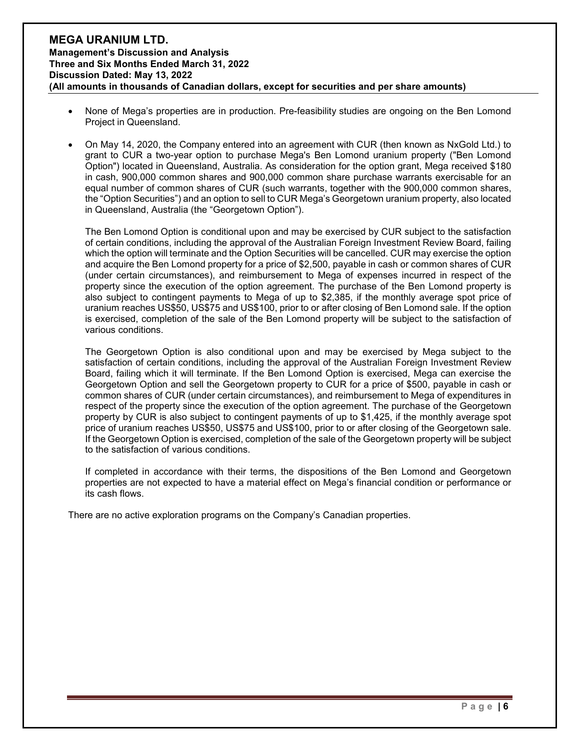- None of Mega's properties are in production. Pre-feasibility studies are ongoing on the Ben Lomond Project in Queensland.

- On May 14, 2020, the Company entered into an agreement with CUR (then known as NxGold Ltd.) to grant to CUR a two-year option to purchase Mega's Ben Lomond uranium property ("Ben Lomond Option") located in Queensland, Australia. As consideration for the option grant, Mega received $180 in cash, 900,000 common shares and 900,000 common share purchase warrants exercisable for an equal number of common shares of CUR (such warrants, together with the 900,000 common shares, the "Option Securities") and an option to sell to CUR Mega's Georgetown uranium property, also located in Queensland, Australia (the "Georgetown Option").

  The Ben Lomond Option is conditional upon and may be exercised by CUR subject to the satisfaction of certain conditions, including the approval of the Australian Foreign Investment Review Board, failing which the option will terminate and the Option Securities will be cancelled. CUR may exercise the option and acquire the Ben Lomond property for a price of $2,500, payable in cash or common shares of CUR (under certain circumstances), and reimbursement to Mega of expenses incurred in respect of the property since the execution of the option agreement. The purchase of the Ben Lomond property is also subject to contingent payments to Mega of up to $2,385, if the monthly average spot price of uranium reaches US$50, US$75 and US$100, prior to or after closing of Ben Lomond sale. If the option is exercised, completion of the sale of the Ben Lomond property will be subject to the satisfaction of various conditions.

  The Georgetown Option is also conditional upon and may be exercised by Mega subject to the satisfaction of certain conditions, including the approval of the Australian Foreign Investment Review Board, failing which it will terminate. If the Ben Lomond Option is exercised, Mega can exercise the Georgetown Option and sell the Georgetown property to CUR for a price of $500, payable in cash or common shares of CUR (under certain circumstances), and reimbursement to Mega of expenditures in respect of the property since the execution of the option agreement. The purchase of the Georgetown property by CUR is also subject to contingent payments of up to $1,425, if the monthly average spot price of uranium reaches US$50, US$75 and US$100, prior to or after closing of the Georgetown sale. If the Georgetown Option is exercised, completion of the sale of the Georgetown property will be subject to the satisfaction of various conditions.

  If completed in accordance with their terms, the dispositions of the Ben Lomond and Georgetown properties are not expected to have a material effect on Mega's financial condition or performance or its cash flows.

There are no active exploration programs on the Company's Canadian properties.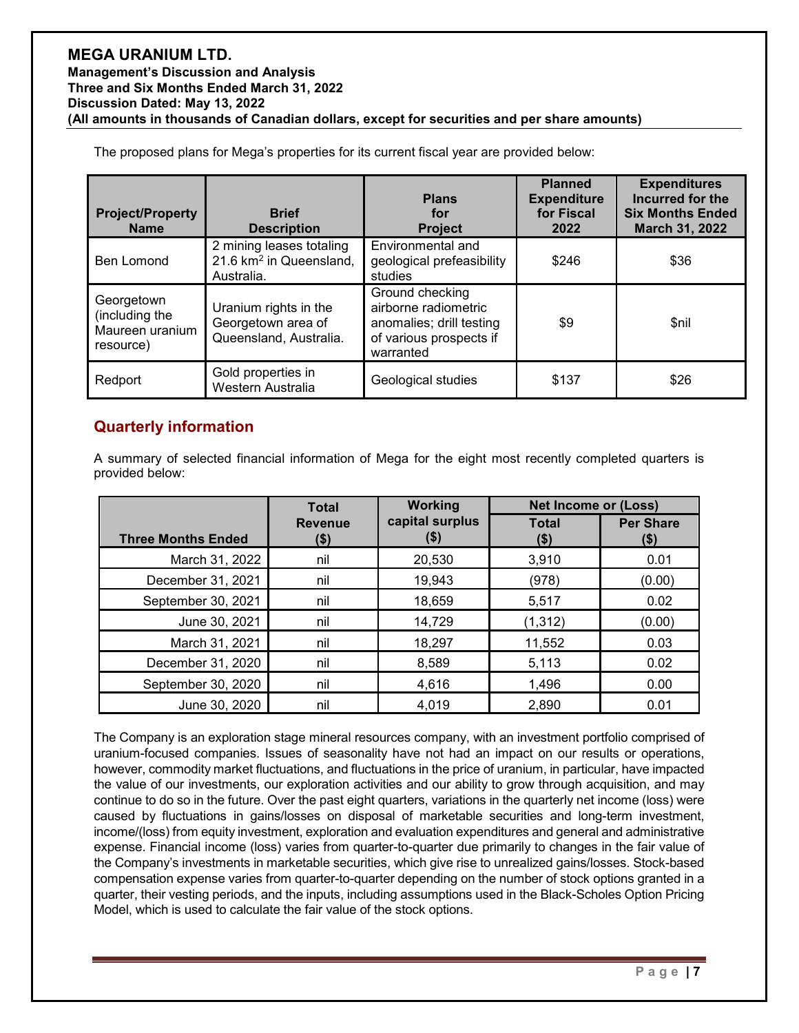The proposed plans for Mega's properties for its current fiscal year are provided below:

| Project/Property Name | Brief Description | Plans for Project | Planned Expenditure for Fiscal 2022 | Expenditures Incurred for the Six Months Ended March 31, 2022 |
|---|---|---|---|---|
| Ben Lomond | 2 mining leases totaling 21.6 km$^2$ in Queensland, Australia. | Environmental and geological prefeasibility studies | \$246 | \$36 |
| Georgetown (including the Maureen uranium resource) | Uranium rights in the Georgetown area of Queensland, Australia. | Ground checking airborne radiometric anomalies; drill testing of various prospects if warranted | \$9 | \$nil |
| Redport | Gold properties in Western Australia | Geological studies | \$137 | \$26 |

## Quarterly information

A summary of selected financial information of Mega for the eight most recently completed quarters is provided below:

| Three Months Ended | Total Revenue (\$) | Working capital surplus (\$) | Net Income or (Loss) | |
|---|---|---|---|---|
| | | | Total (\$) | Per Share (\$) |
| March 31, 2022 | nil | 20,530 | 3,910 | 0.01 |
| December 31, 2021 | nil | 19,943 | (978) | (0.00) |
| September 30, 2021 | nil | 18,659 | 5,517 | 0.02 |
| June 30, 2021 | nil | 14,729 | (1,312) | (0.00) |
| March 31, 2021 | nil | 18,297 | 11,552 | 0.03 |
| December 31, 2020 | nil | 8,589 | 5,113 | 0.02 |
| September 30, 2020 | nil | 4,616 | 1,496 | 0.00 |
| June 30, 2020 | nil | 4,019 | 2,890 | 0.01 |

The Company is an exploration stage mineral resources company, with an investment portfolio comprised of uranium-focused companies. Issues of seasonality have not had an impact on our results or operations, however, commodity market fluctuations, and fluctuations in the price of uranium, in particular, have impacted the value of our investments, our exploration activities and our ability to grow through acquisition, and may continue to do so in the future. Over the past eight quarters, variations in the quarterly net income (loss) were caused by fluctuations in gains/losses on disposal of marketable securities and long-term investment, income/(loss) from equity investment, exploration and evaluation expenditures and general and administrative expense. Financial income (loss) varies from quarter-to-quarter due primarily to changes in the fair value of the Company's investments in marketable securities, which give rise to unrealized gains/losses. Stock-based compensation expense varies from quarter-to-quarter depending on the number of stock options granted in a quarter, their vesting periods, and the inputs, including assumptions used in the Black-Scholes Option Pricing Model, which is used to calculate the fair value of the stock options.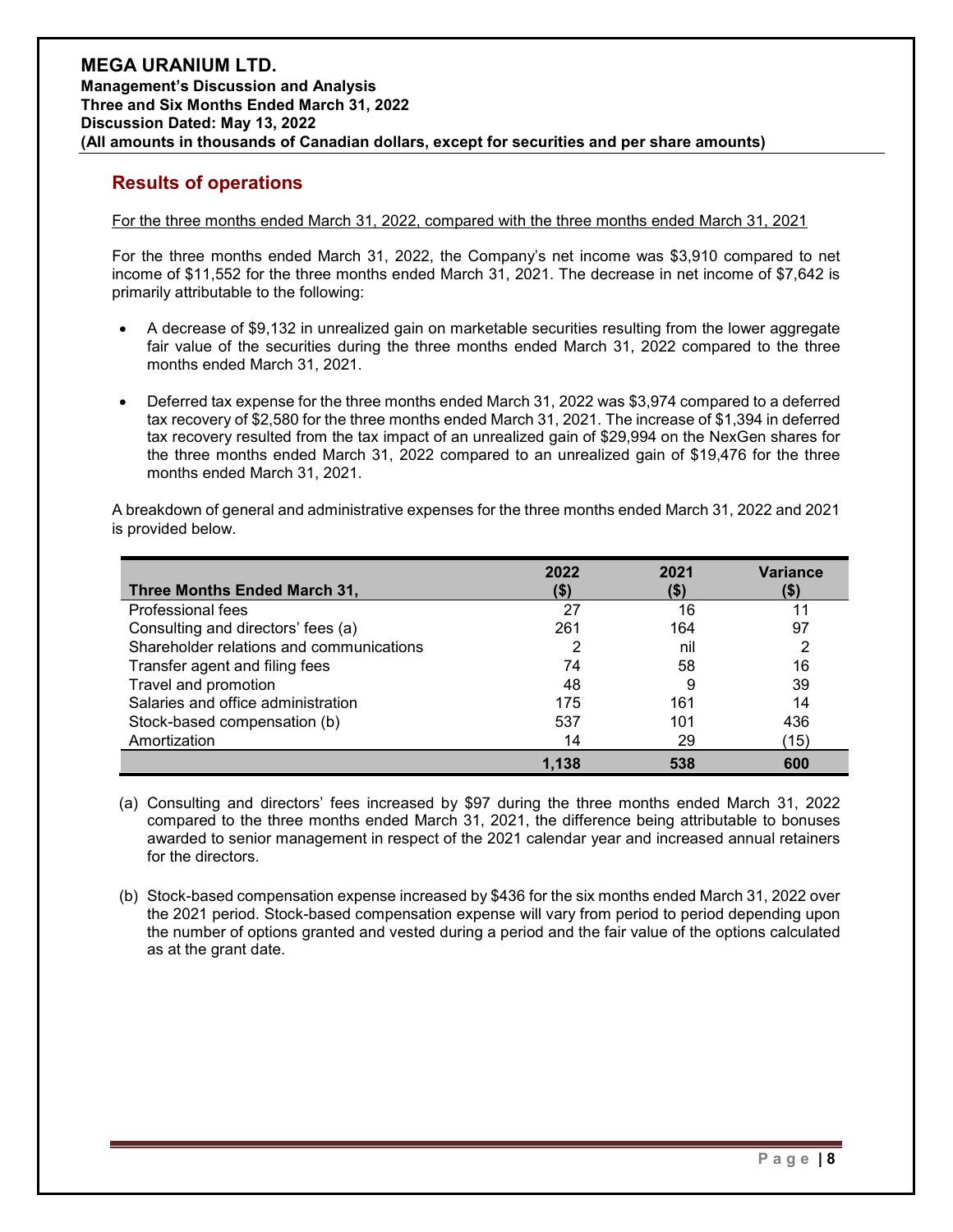## Results of operations

For the three months ended March 31, 2022, compared with the three months ended March 31, 2021

For the three months ended March 31, 2022, the Company's net income was $3,910 compared to net income of $11,552 for the three months ended March 31, 2021. The decrease in net income of $7,642 is primarily attributable to the following:

- A decrease of $9,132 in unrealized gain on marketable securities resulting from the lower aggregate fair value of the securities during the three months ended March 31, 2022 compared to the three months ended March 31, 2021.
- Deferred tax expense for the three months ended March 31, 2022 was $3,974 compared to a deferred tax recovery of $2,580 for the three months ended March 31, 2021. The increase of $1,394 in deferred tax recovery resulted from the tax impact of an unrealized gain of $29,994 on the NexGen shares for the three months ended March 31, 2022 compared to an unrealized gain of $19,476 for the three months ended March 31, 2021.

A breakdown of general and administrative expenses for the three months ended March 31, 2022 and 2021 is provided below.

| Three Months Ended March 31, | 2022 ($) | 2021 ($) | Variance ($) |
|---|---|---|---|
| Professional fees | 27 | 16 | 11 |
| Consulting and directors' fees (a) | 261 | 164 | 97 |
| Shareholder relations and communications | 2 | nil | 2 |
| Transfer agent and filing fees | 74 | 58 | 16 |
| Travel and promotion | 48 | 9 | 39 |
| Salaries and office administration | 175 | 161 | 14 |
| Stock-based compensation (b) | 537 | 101 | 436 |
| Amortization | 14 | 29 | (15) |
| | **1,138** | **538** | **600** |

(a) Consulting and directors' fees increased by $97 during the three months ended March 31, 2022 compared to the three months ended March 31, 2021, the difference being attributable to bonuses awarded to senior management in respect of the 2021 calendar year and increased annual retainers for the directors.

(b) Stock-based compensation expense increased by $436 for the six months ended March 31, 2022 over the 2021 period. Stock-based compensation expense will vary from period to period depending upon the number of options granted and vested during a period and the fair value of the options calculated as at the grant date.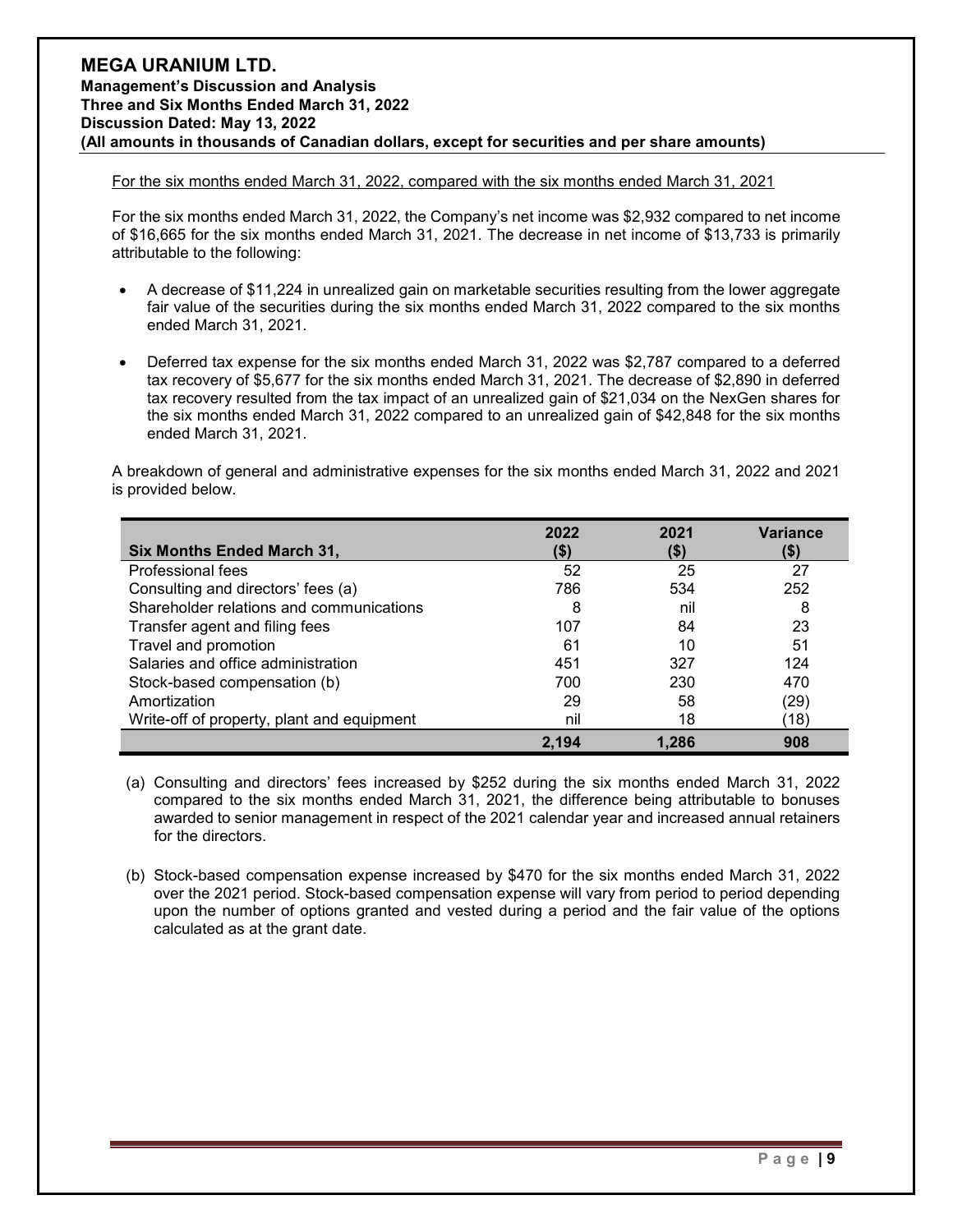For the six months ended March 31, 2022, compared with the six months ended March 31, 2021

For the six months ended March 31, 2022, the Company's net income was $2,932 compared to net income of $16,665 for the six months ended March 31, 2021. The decrease in net income of $13,733 is primarily attributable to the following:

- A decrease of $11,224 in unrealized gain on marketable securities resulting from the lower aggregate fair value of the securities during the six months ended March 31, 2022 compared to the six months ended March 31, 2021.
- Deferred tax expense for the six months ended March 31, 2022 was $2,787 compared to a deferred tax recovery of $5,677 for the six months ended March 31, 2021. The decrease of $2,890 in deferred tax recovery resulted from the tax impact of an unrealized gain of $21,034 on the NexGen shares for the six months ended March 31, 2022 compared to an unrealized gain of $42,848 for the six months ended March 31, 2021.

A breakdown of general and administrative expenses for the six months ended March 31, 2022 and 2021 is provided below.

| Six Months Ended March 31, | 2022 ($) | 2021 ($) | Variance ($) |
|---|---|---|---|
| Professional fees | 52 | 25 | 27 |
| Consulting and directors' fees (a) | 786 | 534 | 252 |
| Shareholder relations and communications | 8 | nil | 8 |
| Transfer agent and filing fees | 107 | 84 | 23 |
| Travel and promotion | 61 | 10 | 51 |
| Salaries and office administration | 451 | 327 | 124 |
| Stock-based compensation (b) | 700 | 230 | 470 |
| Amortization | 29 | 58 | (29) |
| Write-off of property, plant and equipment | nil | 18 | (18) |
| | **2,194** | **1,286** | **908** |

(a) Consulting and directors' fees increased by $252 during the six months ended March 31, 2022 compared to the six months ended March 31, 2021, the difference being attributable to bonuses awarded to senior management in respect of the 2021 calendar year and increased annual retainers for the directors.

(b) Stock-based compensation expense increased by $470 for the six months ended March 31, 2022 over the 2021 period. Stock-based compensation expense will vary from period to period depending upon the number of options granted and vested during a period and the fair value of the options calculated as at the grant date.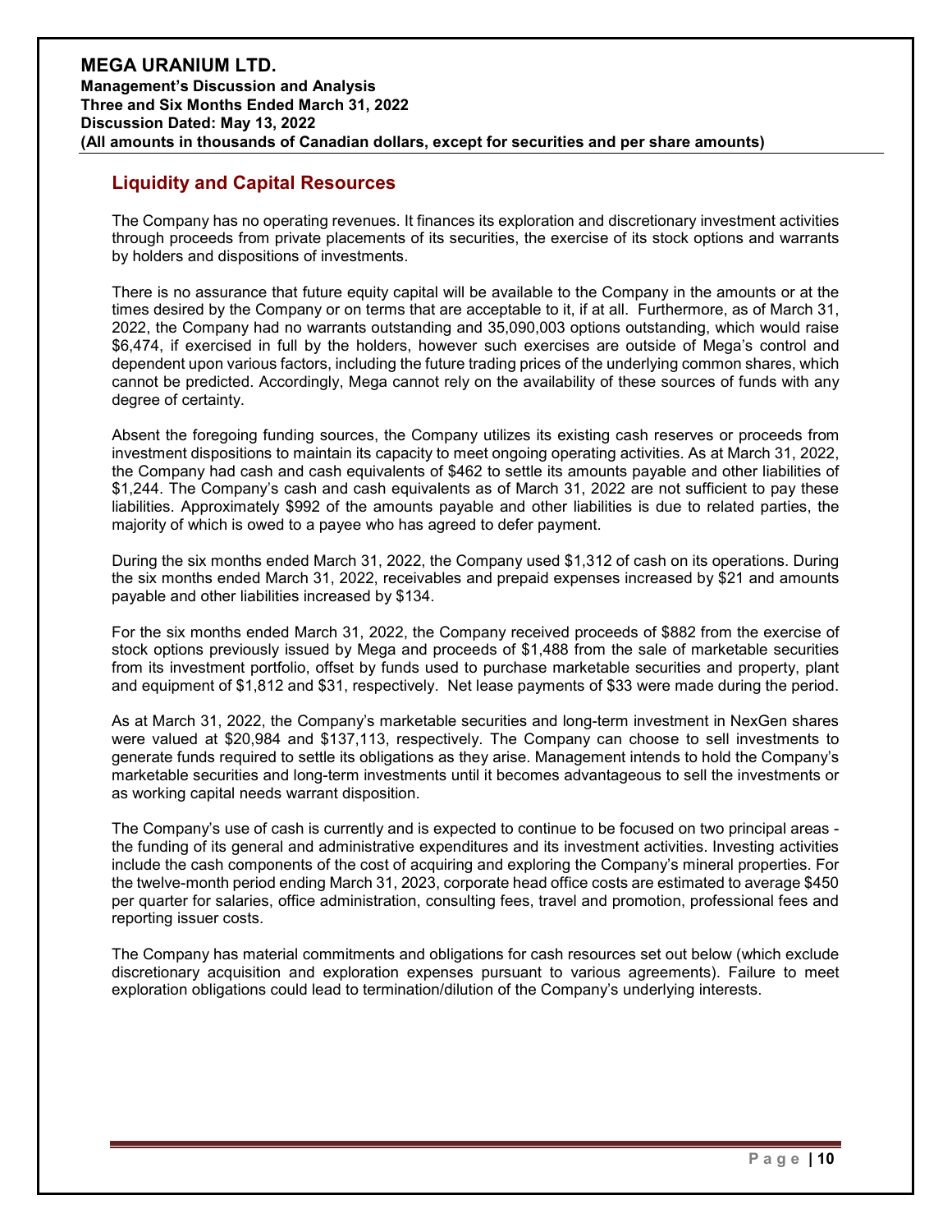## Liquidity and Capital Resources

The Company has no operating revenues. It finances its exploration and discretionary investment activities through proceeds from private placements of its securities, the exercise of its stock options and warrants by holders and dispositions of investments.

There is no assurance that future equity capital will be available to the Company in the amounts or at the times desired by the Company or on terms that are acceptable to it, if at all. Furthermore, as of March 31, 2022, the Company had no warrants outstanding and 35,090,003 options outstanding, which would raise $6,474, if exercised in full by the holders, however such exercises are outside of Mega's control and dependent upon various factors, including the future trading prices of the underlying common shares, which cannot be predicted. Accordingly, Mega cannot rely on the availability of these sources of funds with any degree of certainty.

Absent the foregoing funding sources, the Company utilizes its existing cash reserves or proceeds from investment dispositions to maintain its capacity to meet ongoing operating activities. As at March 31, 2022, the Company had cash and cash equivalents of $462 to settle its amounts payable and other liabilities of $1,244. The Company's cash and cash equivalents as of March 31, 2022 are not sufficient to pay these liabilities. Approximately $992 of the amounts payable and other liabilities is due to related parties, the majority of which is owed to a payee who has agreed to defer payment.

During the six months ended March 31, 2022, the Company used $1,312 of cash on its operations. During the six months ended March 31, 2022, receivables and prepaid expenses increased by $21 and amounts payable and other liabilities increased by $134.

For the six months ended March 31, 2022, the Company received proceeds of $882 from the exercise of stock options previously issued by Mega and proceeds of $1,488 from the sale of marketable securities from its investment portfolio, offset by funds used to purchase marketable securities and property, plant and equipment of $1,812 and $31, respectively. Net lease payments of $33 were made during the period.

As at March 31, 2022, the Company's marketable securities and long-term investment in NexGen shares were valued at $20,984 and $137,113, respectively. The Company can choose to sell investments to generate funds required to settle its obligations as they arise. Management intends to hold the Company's marketable securities and long-term investments until it becomes advantageous to sell the investments or as working capital needs warrant disposition.

The Company's use of cash is currently and is expected to continue to be focused on two principal areas - the funding of its general and administrative expenditures and its investment activities. Investing activities include the cash components of the cost of acquiring and exploring the Company's mineral properties. For the twelve-month period ending March 31, 2023, corporate head office costs are estimated to average $450 per quarter for salaries, office administration, consulting fees, travel and promotion, professional fees and reporting issuer costs.

The Company has material commitments and obligations for cash resources set out below (which exclude discretionary acquisition and exploration expenses pursuant to various agreements). Failure to meet exploration obligations could lead to termination/dilution of the Company's underlying interests.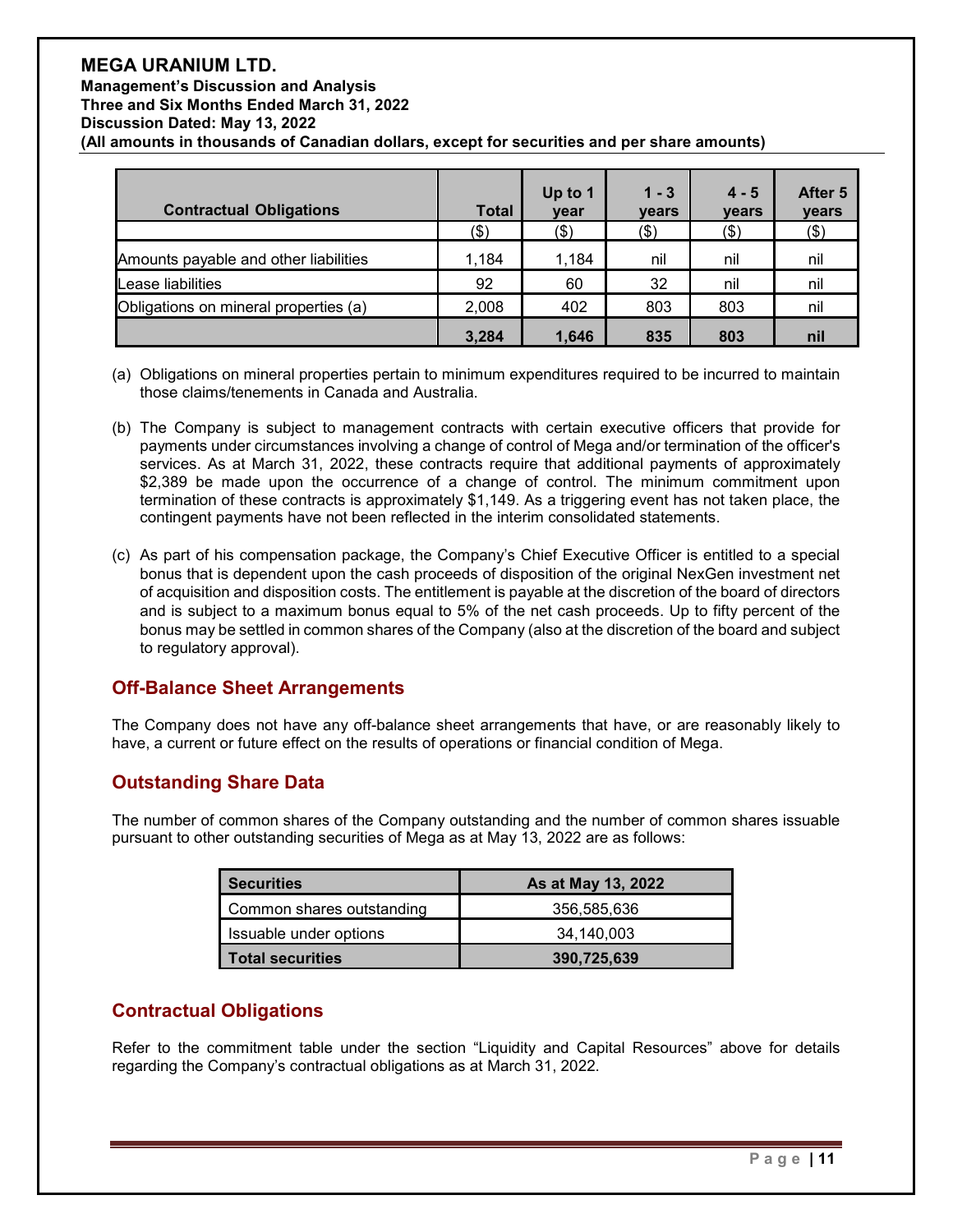| Contractual Obligations | Total | Up to 1 year | 1 - 3 years | 4 - 5 years | After 5 years |
|---|---|---|---|---|---|
| | ($) | ($) | ($) | ($) | ($) |
| Amounts payable and other liabilities | 1,184 | 1,184 | nil | nil | nil |
| Lease liabilities | 92 | 60 | 32 | nil | nil |
| Obligations on mineral properties (a) | 2,008 | 402 | 803 | 803 | nil |
| | **3,284** | **1,646** | **835** | **803** | **nil** |

(a) Obligations on mineral properties pertain to minimum expenditures required to be incurred to maintain those claims/tenements in Canada and Australia.

(b) The Company is subject to management contracts with certain executive officers that provide for payments under circumstances involving a change of control of Mega and/or termination of the officer's services. As at March 31, 2022, these contracts require that additional payments of approximately $2,389 be made upon the occurrence of a change of control. The minimum commitment upon termination of these contracts is approximately $1,149. As a triggering event has not taken place, the contingent payments have not been reflected in the interim consolidated statements.

(c) As part of his compensation package, the Company's Chief Executive Officer is entitled to a special bonus that is dependent upon the cash proceeds of disposition of the original NexGen investment net of acquisition and disposition costs. The entitlement is payable at the discretion of the board of directors and is subject to a maximum bonus equal to 5% of the net cash proceeds. Up to fifty percent of the bonus may be settled in common shares of the Company (also at the discretion of the board and subject to regulatory approval).

## Off-Balance Sheet Arrangements

The Company does not have any off-balance sheet arrangements that have, or are reasonably likely to have, a current or future effect on the results of operations or financial condition of Mega.

## Outstanding Share Data

The number of common shares of the Company outstanding and the number of common shares issuable pursuant to other outstanding securities of Mega as at May 13, 2022 are as follows:

| Securities | As at May 13, 2022 |
|---|---|
| Common shares outstanding | 356,585,636 |
| Issuable under options | 34,140,003 |
| **Total securities** | **390,725,639** |

## Contractual Obligations

Refer to the commitment table under the section "Liquidity and Capital Resources" above for details regarding the Company's contractual obligations as at March 31, 2022.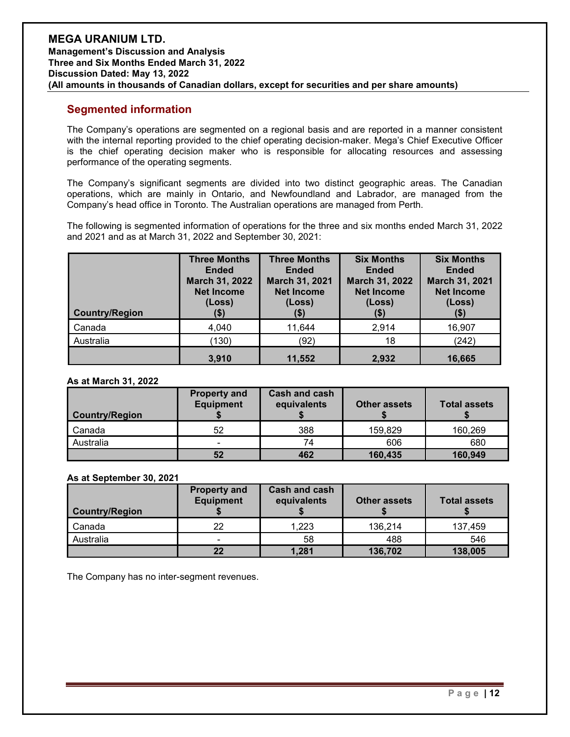## Segmented information

The Company's operations are segmented on a regional basis and are reported in a manner consistent with the internal reporting provided to the chief operating decision-maker. Mega's Chief Executive Officer is the chief operating decision maker who is responsible for allocating resources and assessing performance of the operating segments.

The Company's significant segments are divided into two distinct geographic areas. The Canadian operations, which are mainly in Ontario, and Newfoundland and Labrador, are managed from the Company's head office in Toronto. The Australian operations are managed from Perth.

The following is segmented information of operations for the three and six months ended March 31, 2022 and 2021 and as at March 31, 2022 and September 30, 2021:

| Country/Region | Three Months Ended March 31, 2022 Net Income (Loss) ($) | Three Months Ended March 31, 2021 Net Income (Loss) ($) | Six Months Ended March 31, 2022 Net Income (Loss) ($) | Six Months Ended March 31, 2021 Net Income (Loss) ($) |
|---|---|---|---|---|
| Canada | 4,040 | 11,644 | 2,914 | 16,907 |
| Australia | (130) | (92) | 18 | (242) |
| | **3,910** | **11,552** | **2,932** | **16,665** |

**As at March 31, 2022**

| Country/Region | Property and Equipment $ | Cash and cash equivalents $ | Other assets $ | Total assets $ |
|---|---|---|---|---|
| Canada | 52 | 388 | 159,829 | 160,269 |
| Australia | - | 74 | 606 | 680 |
| | **52** | **462** | **160,435** | **160,949** |

**As at September 30, 2021**

| Country/Region | Property and Equipment $ | Cash and cash equivalents $ | Other assets $ | Total assets $ |
|---|---|---|---|---|
| Canada | 22 | 1,223 | 136,214 | 137,459 |
| Australia | - | 58 | 488 | 546 |
| | **22** | **1,281** | **136,702** | **138,005** |

The Company has no inter-segment revenues.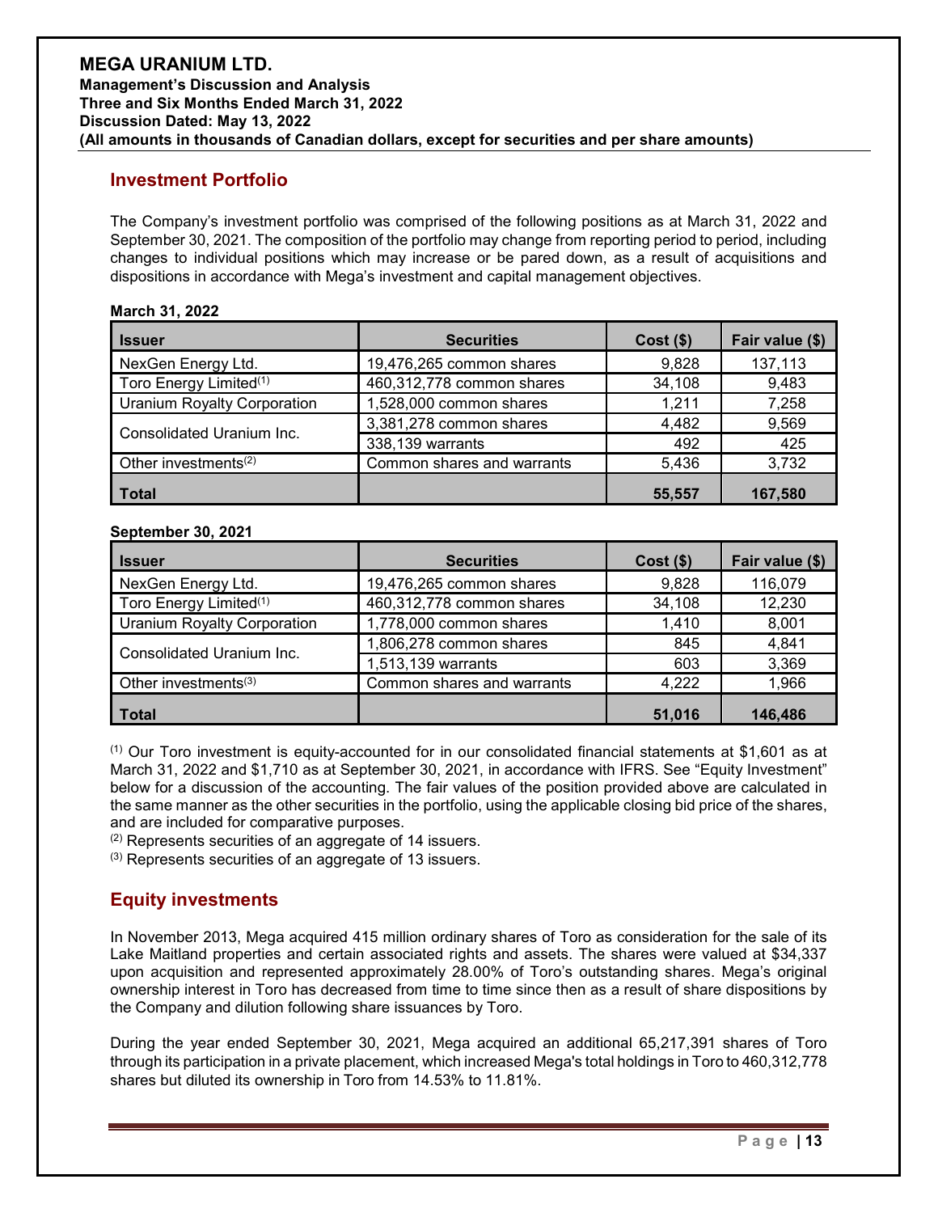## Investment Portfolio

The Company's investment portfolio was comprised of the following positions as at March 31, 2022 and September 30, 2021. The composition of the portfolio may change from reporting period to period, including changes to individual positions which may increase or be pared down, as a result of acquisitions and dispositions in accordance with Mega's investment and capital management objectives.

**March 31, 2022**

| Issuer | Securities | Cost ($) | Fair value ($) |
|---|---|---|---|
| NexGen Energy Ltd. | 19,476,265 common shares | 9,828 | 137,113 |
| Toro Energy Limited[1] | 460,312,778 common shares | 34,108 | 9,483 |
| Uranium Royalty Corporation | 1,528,000 common shares | 1,211 | 7,258 |
| Consolidated Uranium Inc. | 3,381,278 common shares | 4,482 | 9,569 |
| | 338,139 warrants | 492 | 425 |
| Other investments[2] | Common shares and warrants | 5,436 | 3,732 |
| **Total** | | **55,557** | **167,580** |

**September 30, 2021**

| Issuer | Securities | Cost ($) | Fair value ($) |
|---|---|---|---|
| NexGen Energy Ltd. | 19,476,265 common shares | 9,828 | 116,079 |
| Toro Energy Limited[1] | 460,312,778 common shares | 34,108 | 12,230 |
| Uranium Royalty Corporation | 1,778,000 common shares | 1,410 | 8,001 |
| Consolidated Uranium Inc. | 1,806,278 common shares | 845 | 4,841 |
| | 1,513,139 warrants | 603 | 3,369 |
| Other investments[3] | Common shares and warrants | 4,222 | 1,966 |
| **Total** | | **51,016** | **146,486** |

[1] Our Toro investment is equity-accounted for in our consolidated financial statements at $1,601 as at March 31, 2022 and $1,710 as at September 30, 2021, in accordance with IFRS. See "Equity Investment" below for a discussion of the accounting. The fair values of the position provided above are calculated in the same manner as the other securities in the portfolio, using the applicable closing bid price of the shares, and are included for comparative purposes.

[2] Represents securities of an aggregate of 14 issuers.

[3] Represents securities of an aggregate of 13 issuers.

## Equity investments

In November 2013, Mega acquired 415 million ordinary shares of Toro as consideration for the sale of its Lake Maitland properties and certain associated rights and assets. The shares were valued at $34,337 upon acquisition and represented approximately 28.00% of Toro's outstanding shares. Mega's original ownership interest in Toro has decreased from time to time since then as a result of share dispositions by the Company and dilution following share issuances by Toro.

During the year ended September 30, 2021, Mega acquired an additional 65,217,391 shares of Toro through its participation in a private placement, which increased Mega's total holdings in Toro to 460,312,778 shares but diluted its ownership in Toro from 14.53% to 11.81%.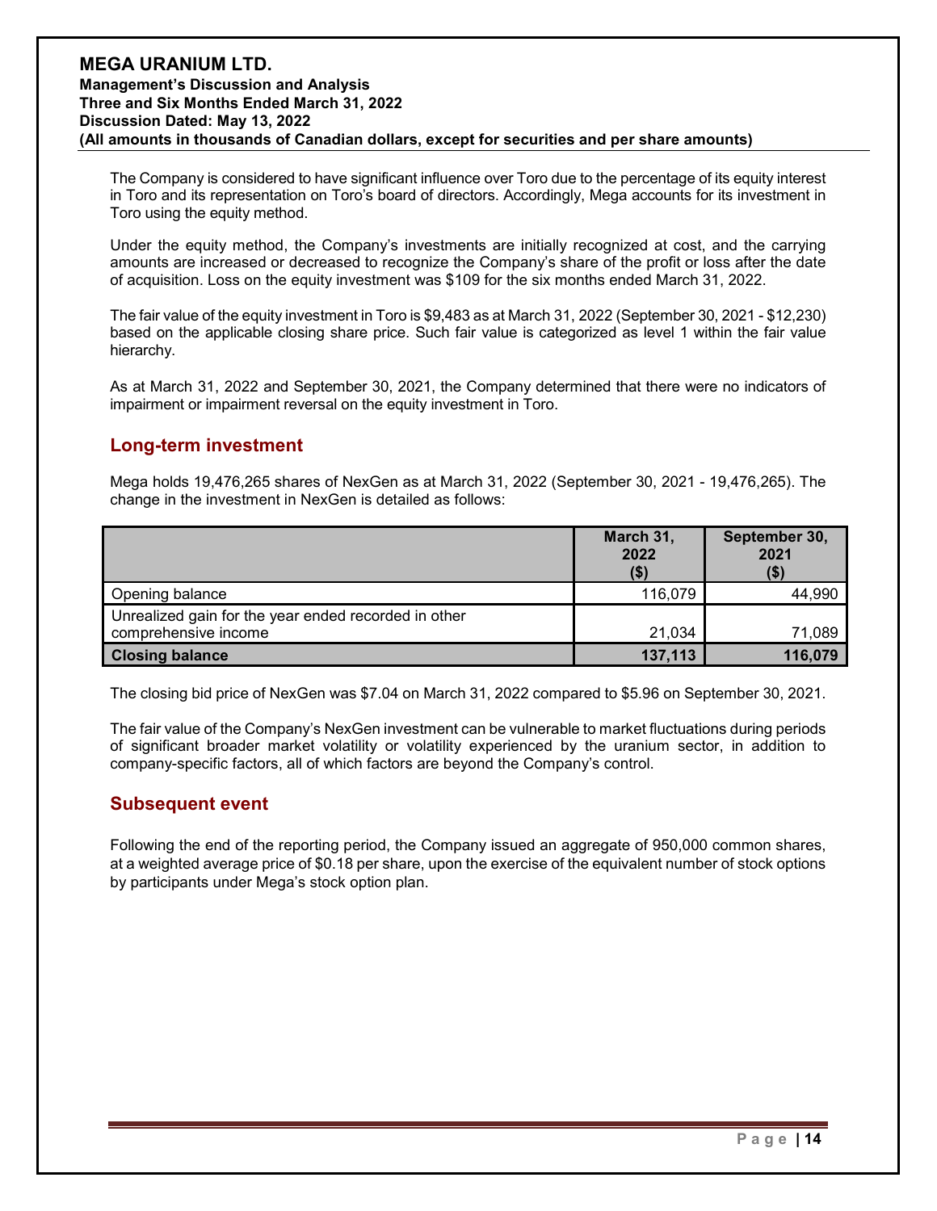The Company is considered to have significant influence over Toro due to the percentage of its equity interest in Toro and its representation on Toro's board of directors. Accordingly, Mega accounts for its investment in Toro using the equity method.

Under the equity method, the Company's investments are initially recognized at cost, and the carrying amounts are increased or decreased to recognize the Company's share of the profit or loss after the date of acquisition. Loss on the equity investment was $109 for the six months ended March 31, 2022.

The fair value of the equity investment in Toro is $9,483 as at March 31, 2022 (September 30, 2021 - $12,230) based on the applicable closing share price. Such fair value is categorized as level 1 within the fair value hierarchy.

As at March 31, 2022 and September 30, 2021, the Company determined that there were no indicators of impairment or impairment reversal on the equity investment in Toro.

## Long-term investment

Mega holds 19,476,265 shares of NexGen as at March 31, 2022 (September 30, 2021 - 19,476,265). The change in the investment in NexGen is detailed as follows:

| | March 31, 2022 ($) | September 30, 2021 ($) |
|---|---|---|
| Opening balance | 116,079 | 44,990 |
| Unrealized gain for the year ended recorded in other comprehensive income | 21,034 | 71,089 |
| **Closing balance** | **137,113** | **116,079** |

The closing bid price of NexGen was $7.04 on March 31, 2022 compared to $5.96 on September 30, 2021.

The fair value of the Company's NexGen investment can be vulnerable to market fluctuations during periods of significant broader market volatility or volatility experienced by the uranium sector, in addition to company-specific factors, all of which factors are beyond the Company's control.

## Subsequent event

Following the end of the reporting period, the Company issued an aggregate of 950,000 common shares, at a weighted average price of $0.18 per share, upon the exercise of the equivalent number of stock options by participants under Mega's stock option plan.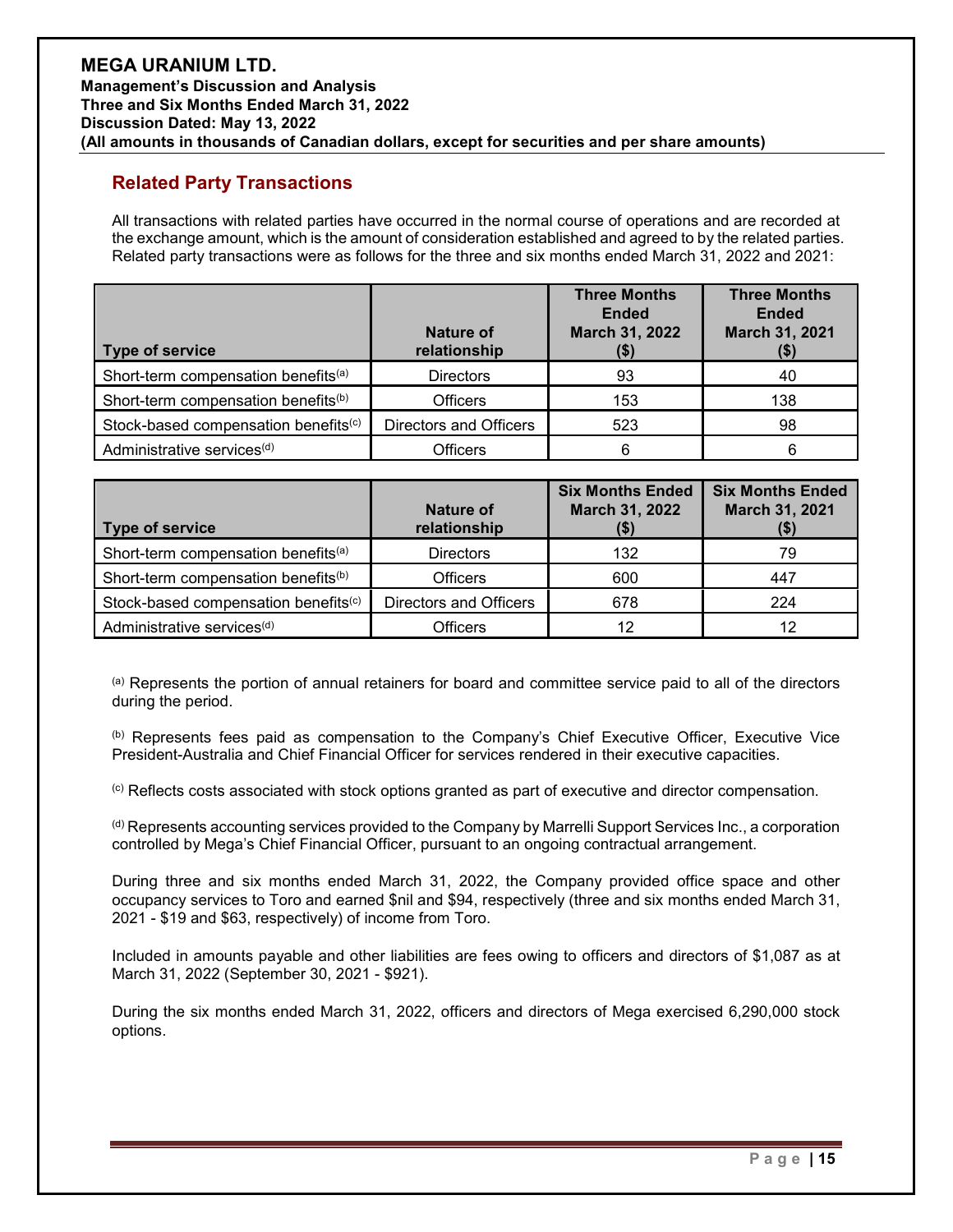## Related Party Transactions

All transactions with related parties have occurred in the normal course of operations and are recorded at the exchange amount, which is the amount of consideration established and agreed to by the related parties. Related party transactions were as follows for the three and six months ended March 31, 2022 and 2021:

| Type of service | Nature of relationship | Three Months Ended March 31, 2022 ($) | Three Months Ended March 31, 2021 ($) |
|---|---|---|---|
| Short-term compensation benefits[(a)] | Directors | 93 | 40 |
| Short-term compensation benefits[(b)] | Officers | 153 | 138 |
| Stock-based compensation benefits[(c)] | Directors and Officers | 523 | 98 |
| Administrative services[(d)] | Officers | 6 | 6 |

| Type of service | Nature of relationship | Six Months Ended March 31, 2022 ($) | Six Months Ended March 31, 2021 ($) |
|---|---|---|---|
| Short-term compensation benefits[(a)] | Directors | 132 | 79 |
| Short-term compensation benefits[(b)] | Officers | 600 | 447 |
| Stock-based compensation benefits[(c)] | Directors and Officers | 678 | 224 |
| Administrative services[(d)] | Officers | 12 | 12 |

[(a)] Represents the portion of annual retainers for board and committee service paid to all of the directors during the period.

[(b)] Represents fees paid as compensation to the Company's Chief Executive Officer, Executive Vice President-Australia and Chief Financial Officer for services rendered in their executive capacities.

[(c)] Reflects costs associated with stock options granted as part of executive and director compensation.

[(d)] Represents accounting services provided to the Company by Marrelli Support Services Inc., a corporation controlled by Mega's Chief Financial Officer, pursuant to an ongoing contractual arrangement.

During three and six months ended March 31, 2022, the Company provided office space and other occupancy services to Toro and earned $nil and $94, respectively (three and six months ended March 31, 2021 - $19 and $63, respectively) of income from Toro.

Included in amounts payable and other liabilities are fees owing to officers and directors of $1,087 as at March 31, 2022 (September 30, 2021 - $921).

During the six months ended March 31, 2022, officers and directors of Mega exercised 6,290,000 stock options.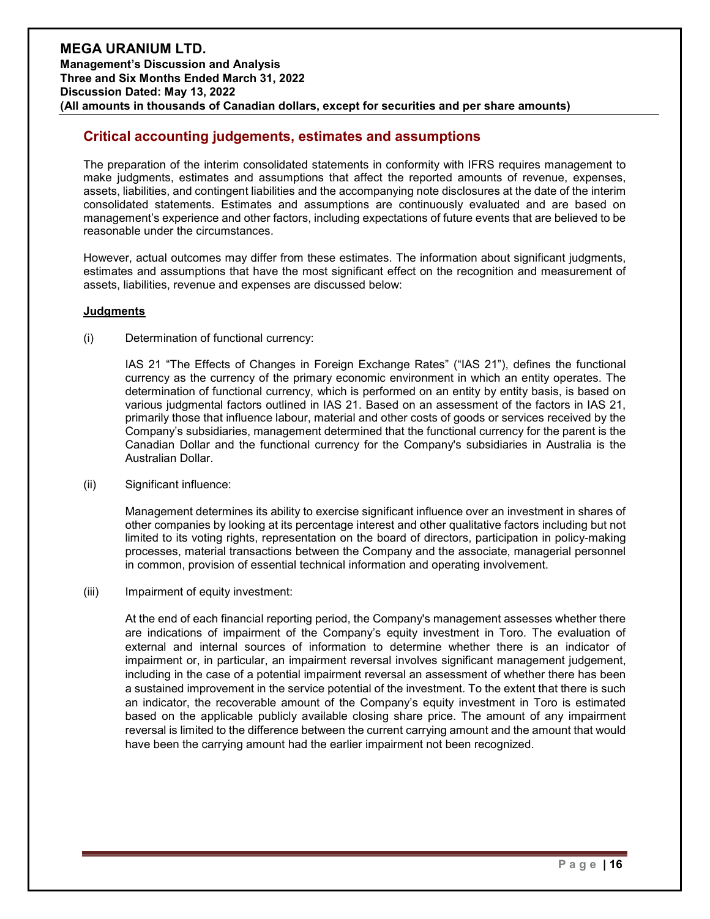## Critical accounting judgements, estimates and assumptions

The preparation of the interim consolidated statements in conformity with IFRS requires management to make judgments, estimates and assumptions that affect the reported amounts of revenue, expenses, assets, liabilities, and contingent liabilities and the accompanying note disclosures at the date of the interim consolidated statements. Estimates and assumptions are continuously evaluated and are based on management's experience and other factors, including expectations of future events that are believed to be reasonable under the circumstances.

However, actual outcomes may differ from these estimates. The information about significant judgments, estimates and assumptions that have the most significant effect on the recognition and measurement of assets, liabilities, revenue and expenses are discussed below:

**Judgments**

(i) Determination of functional currency:

IAS 21 "The Effects of Changes in Foreign Exchange Rates" ("IAS 21"), defines the functional currency as the currency of the primary economic environment in which an entity operates. The determination of functional currency, which is performed on an entity by entity basis, is based on various judgmental factors outlined in IAS 21. Based on an assessment of the factors in IAS 21, primarily those that influence labour, material and other costs of goods or services received by the Company's subsidiaries, management determined that the functional currency for the parent is the Canadian Dollar and the functional currency for the Company's subsidiaries in Australia is the Australian Dollar.

(ii) Significant influence:

Management determines its ability to exercise significant influence over an investment in shares of other companies by looking at its percentage interest and other qualitative factors including but not limited to its voting rights, representation on the board of directors, participation in policy-making processes, material transactions between the Company and the associate, managerial personnel in common, provision of essential technical information and operating involvement.

(iii) Impairment of equity investment:

At the end of each financial reporting period, the Company's management assesses whether there are indications of impairment of the Company's equity investment in Toro. The evaluation of external and internal sources of information to determine whether there is an indicator of impairment or, in particular, an impairment reversal involves significant management judgement, including in the case of a potential impairment reversal an assessment of whether there has been a sustained improvement in the service potential of the investment. To the extent that there is such an indicator, the recoverable amount of the Company's equity investment in Toro is estimated based on the applicable publicly available closing share price. The amount of any impairment reversal is limited to the difference between the current carrying amount and the amount that would have been the carrying amount had the earlier impairment not been recognized.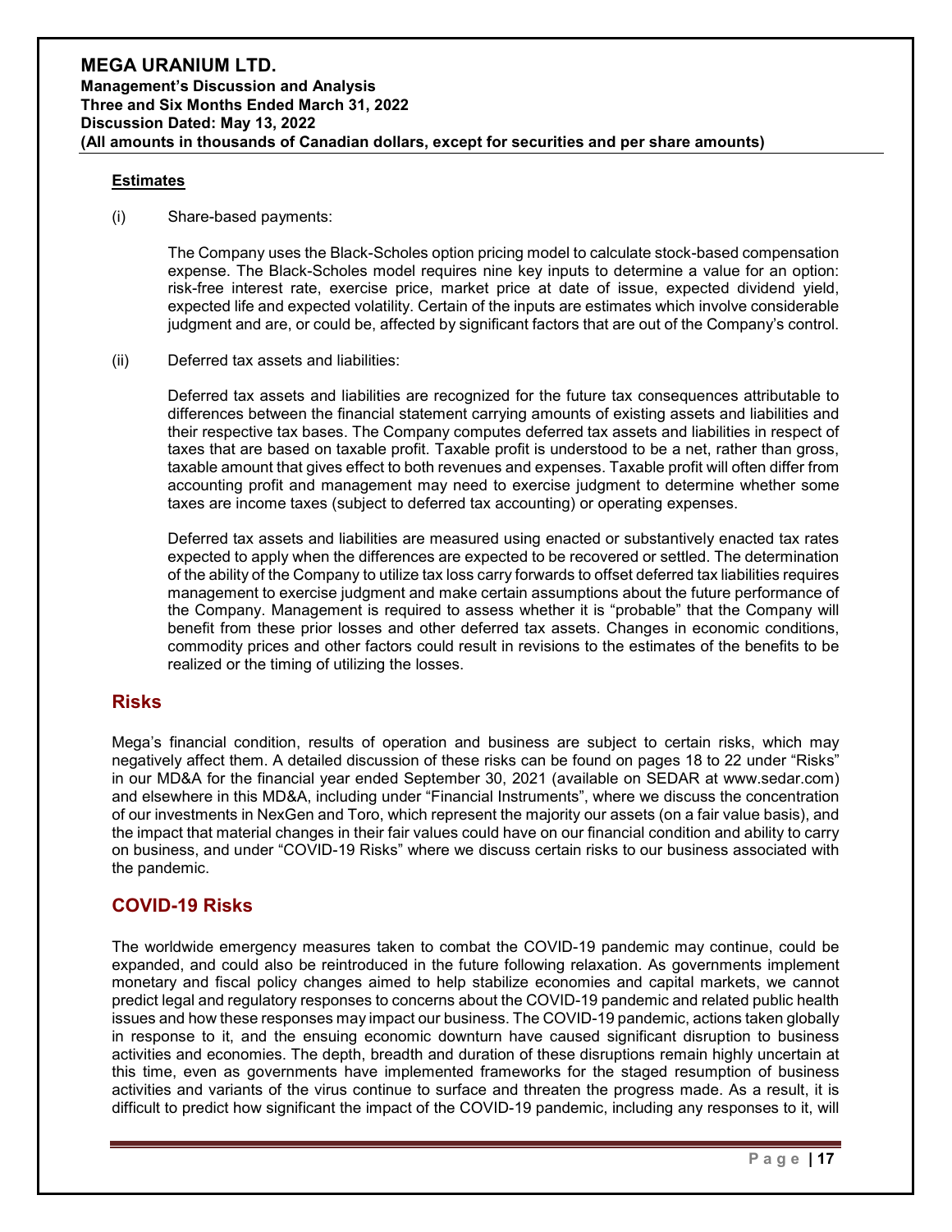### Estimates

(i) Share-based payments:

The Company uses the Black-Scholes option pricing model to calculate stock-based compensation expense. The Black-Scholes model requires nine key inputs to determine a value for an option: risk-free interest rate, exercise price, market price at date of issue, expected dividend yield, expected life and expected volatility. Certain of the inputs are estimates which involve considerable judgment and are, or could be, affected by significant factors that are out of the Company's control.

(ii) Deferred tax assets and liabilities:

Deferred tax assets and liabilities are recognized for the future tax consequences attributable to differences between the financial statement carrying amounts of existing assets and liabilities and their respective tax bases. The Company computes deferred tax assets and liabilities in respect of taxes that are based on taxable profit. Taxable profit is understood to be a net, rather than gross, taxable amount that gives effect to both revenues and expenses. Taxable profit will often differ from accounting profit and management may need to exercise judgment to determine whether some taxes are income taxes (subject to deferred tax accounting) or operating expenses.

Deferred tax assets and liabilities are measured using enacted or substantively enacted tax rates expected to apply when the differences are expected to be recovered or settled. The determination of the ability of the Company to utilize tax loss carry forwards to offset deferred tax liabilities requires management to exercise judgment and make certain assumptions about the future performance of the Company. Management is required to assess whether it is "probable" that the Company will benefit from these prior losses and other deferred tax assets. Changes in economic conditions, commodity prices and other factors could result in revisions to the estimates of the benefits to be realized or the timing of utilizing the losses.

## Risks

Mega's financial condition, results of operation and business are subject to certain risks, which may negatively affect them. A detailed discussion of these risks can be found on pages 18 to 22 under "Risks" in our MD&A for the financial year ended September 30, 2021 (available on SEDAR at www.sedar.com) and elsewhere in this MD&A, including under "Financial Instruments", where we discuss the concentration of our investments in NexGen and Toro, which represent the majority our assets (on a fair value basis), and the impact that material changes in their fair values could have on our financial condition and ability to carry on business, and under "COVID-19 Risks" where we discuss certain risks to our business associated with the pandemic.

## COVID-19 Risks

The worldwide emergency measures taken to combat the COVID-19 pandemic may continue, could be expanded, and could also be reintroduced in the future following relaxation. As governments implement monetary and fiscal policy changes aimed to help stabilize economies and capital markets, we cannot predict legal and regulatory responses to concerns about the COVID-19 pandemic and related public health issues and how these responses may impact our business. The COVID-19 pandemic, actions taken globally in response to it, and the ensuing economic downturn have caused significant disruption to business activities and economies. The depth, breadth and duration of these disruptions remain highly uncertain at this time, even as governments have implemented frameworks for the staged resumption of business activities and variants of the virus continue to surface and threaten the progress made. As a result, it is difficult to predict how significant the impact of the COVID-19 pandemic, including any responses to it, will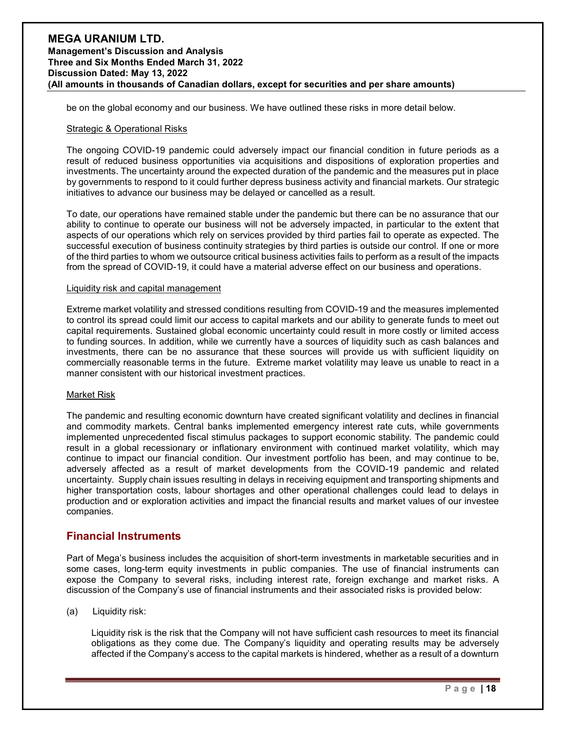be on the global economy and our business. We have outlined these risks in more detail below.

Strategic & Operational Risks

The ongoing COVID-19 pandemic could adversely impact our financial condition in future periods as a result of reduced business opportunities via acquisitions and dispositions of exploration properties and investments. The uncertainty around the expected duration of the pandemic and the measures put in place by governments to respond to it could further depress business activity and financial markets. Our strategic initiatives to advance our business may be delayed or cancelled as a result.

To date, our operations have remained stable under the pandemic but there can be no assurance that our ability to continue to operate our business will not be adversely impacted, in particular to the extent that aspects of our operations which rely on services provided by third parties fail to operate as expected. The successful execution of business continuity strategies by third parties is outside our control. If one or more of the third parties to whom we outsource critical business activities fails to perform as a result of the impacts from the spread of COVID-19, it could have a material adverse effect on our business and operations.

Liquidity risk and capital management

Extreme market volatility and stressed conditions resulting from COVID-19 and the measures implemented to control its spread could limit our access to capital markets and our ability to generate funds to meet out capital requirements. Sustained global economic uncertainty could result in more costly or limited access to funding sources. In addition, while we currently have a sources of liquidity such as cash balances and investments, there can be no assurance that these sources will provide us with sufficient liquidity on commercially reasonable terms in the future. Extreme market volatility may leave us unable to react in a manner consistent with our historical investment practices.

Market Risk

The pandemic and resulting economic downturn have created significant volatility and declines in financial and commodity markets. Central banks implemented emergency interest rate cuts, while governments implemented unprecedented fiscal stimulus packages to support economic stability. The pandemic could result in a global recessionary or inflationary environment with continued market volatility, which may continue to impact our financial condition. Our investment portfolio has been, and may continue to be, adversely affected as a result of market developments from the COVID-19 pandemic and related uncertainty. Supply chain issues resulting in delays in receiving equipment and transporting shipments and higher transportation costs, labour shortages and other operational challenges could lead to delays in production and or exploration activities and impact the financial results and market values of our investee companies.

## Financial Instruments

Part of Mega's business includes the acquisition of short-term investments in marketable securities and in some cases, long-term equity investments in public companies. The use of financial instruments can expose the Company to several risks, including interest rate, foreign exchange and market risks. A discussion of the Company's use of financial instruments and their associated risks is provided below:

(a) Liquidity risk:

Liquidity risk is the risk that the Company will not have sufficient cash resources to meet its financial obligations as they come due. The Company's liquidity and operating results may be adversely affected if the Company's access to the capital markets is hindered, whether as a result of a downturn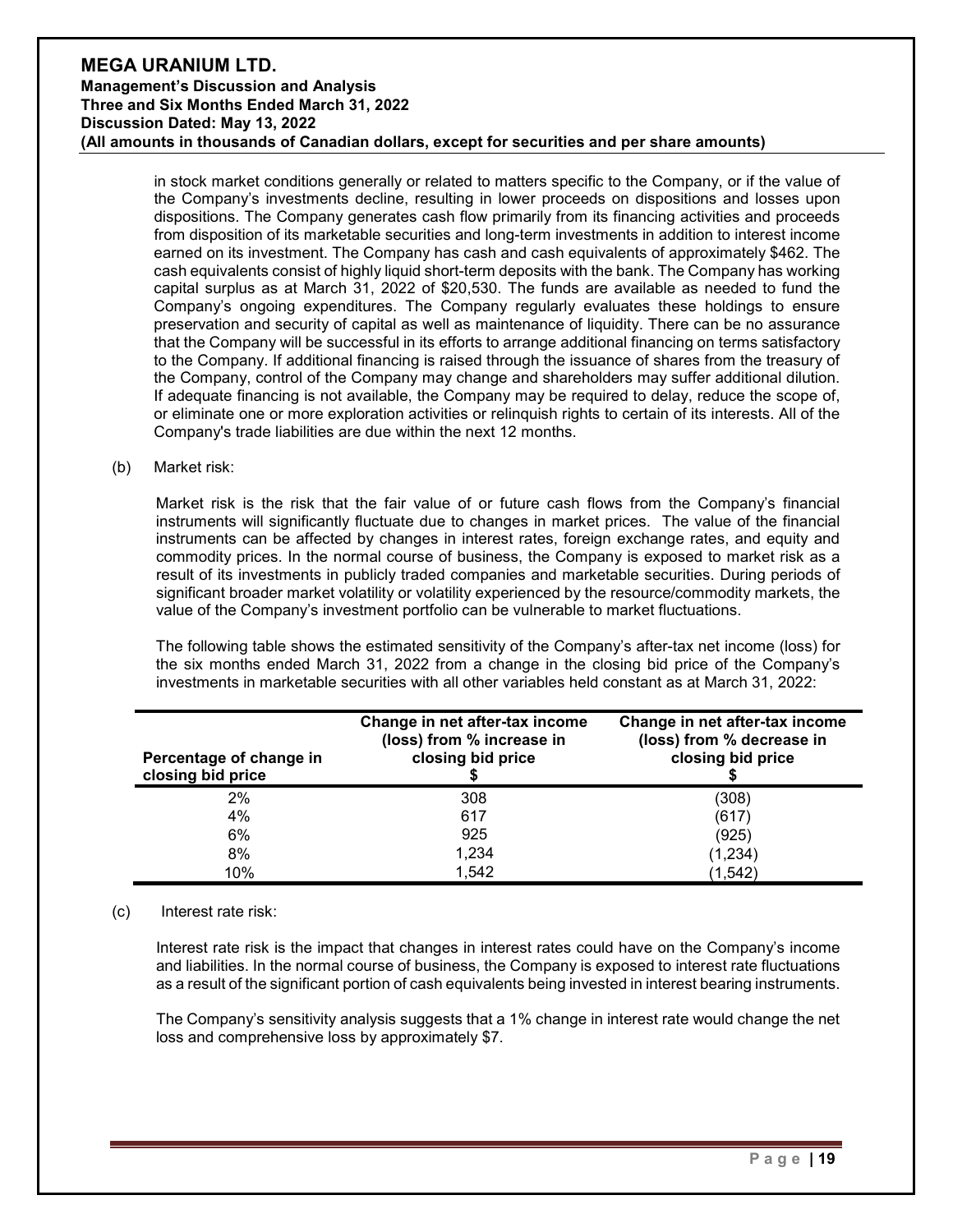in stock market conditions generally or related to matters specific to the Company, or if the value of the Company's investments decline, resulting in lower proceeds on dispositions and losses upon dispositions. The Company generates cash flow primarily from its financing activities and proceeds from disposition of its marketable securities and long-term investments in addition to interest income earned on its investment. The Company has cash and cash equivalents of approximately $462. The cash equivalents consist of highly liquid short-term deposits with the bank. The Company has working capital surplus as at March 31, 2022 of $20,530. The funds are available as needed to fund the Company's ongoing expenditures. The Company regularly evaluates these holdings to ensure preservation and security of capital as well as maintenance of liquidity. There can be no assurance that the Company will be successful in its efforts to arrange additional financing on terms satisfactory to the Company. If additional financing is raised through the issuance of shares from the treasury of the Company, control of the Company may change and shareholders may suffer additional dilution. If adequate financing is not available, the Company may be required to delay, reduce the scope of, or eliminate one or more exploration activities or relinquish rights to certain of its interests. All of the Company's trade liabilities are due within the next 12 months.

(b) Market risk:

Market risk is the risk that the fair value of or future cash flows from the Company's financial instruments will significantly fluctuate due to changes in market prices. The value of the financial instruments can be affected by changes in interest rates, foreign exchange rates, and equity and commodity prices. In the normal course of business, the Company is exposed to market risk as a result of its investments in publicly traded companies and marketable securities. During periods of significant broader market volatility or volatility experienced by the resource/commodity markets, the value of the Company's investment portfolio can be vulnerable to market fluctuations.

The following table shows the estimated sensitivity of the Company's after-tax net income (loss) for the six months ended March 31, 2022 from a change in the closing bid price of the Company's investments in marketable securities with all other variables held constant as at March 31, 2022:

| Percentage of change in closing bid price | Change in net after-tax income (loss) from % increase in closing bid price $ | Change in net after-tax income (loss) from % decrease in closing bid price $ |
|---|---|---|
| 2% | 308 | (308) |
| 4% | 617 | (617) |
| 6% | 925 | (925) |
| 8% | 1,234 | (1,234) |
| 10% | 1,542 | (1,542) |

(c) Interest rate risk:

Interest rate risk is the impact that changes in interest rates could have on the Company's income and liabilities. In the normal course of business, the Company is exposed to interest rate fluctuations as a result of the significant portion of cash equivalents being invested in interest bearing instruments.

The Company's sensitivity analysis suggests that a 1% change in interest rate would change the net loss and comprehensive loss by approximately $7.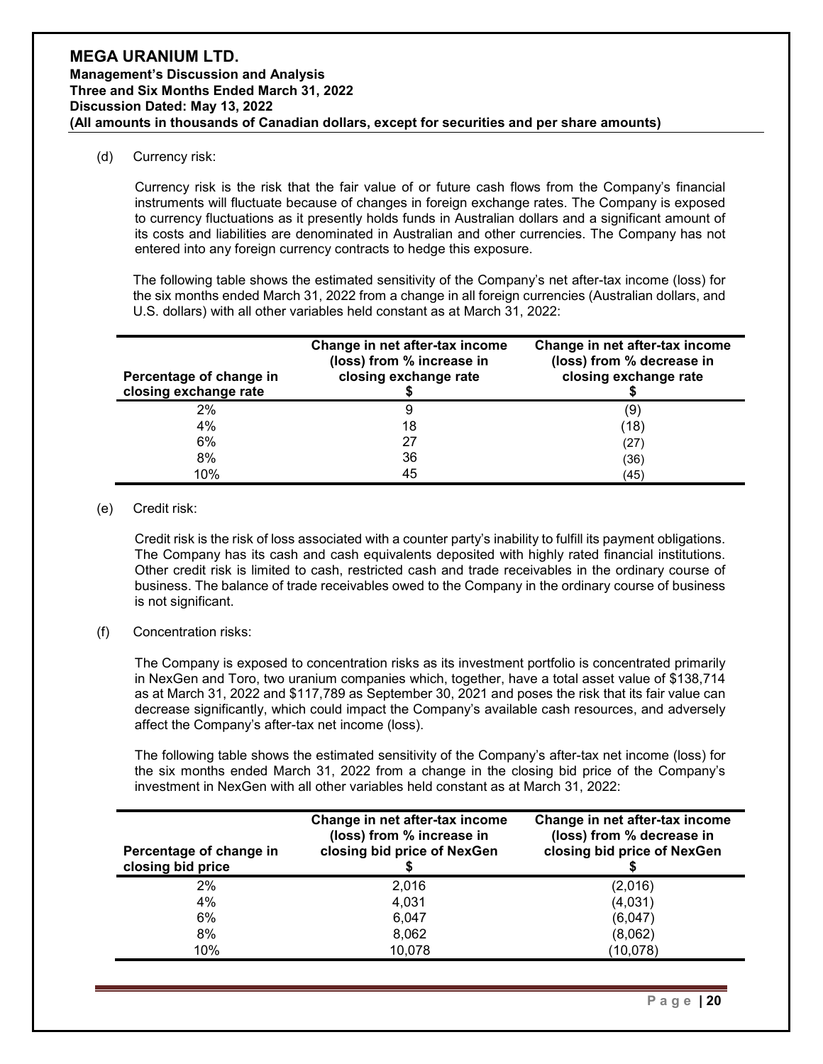(d) Currency risk:

Currency risk is the risk that the fair value of or future cash flows from the Company's financial instruments will fluctuate because of changes in foreign exchange rates. The Company is exposed to currency fluctuations as it presently holds funds in Australian dollars and a significant amount of its costs and liabilities are denominated in Australian and other currencies. The Company has not entered into any foreign currency contracts to hedge this exposure.

The following table shows the estimated sensitivity of the Company's net after-tax income (loss) for the six months ended March 31, 2022 from a change in all foreign currencies (Australian dollars, and U.S. dollars) with all other variables held constant as at March 31, 2022:

| Percentage of change in closing exchange rate | Change in net after-tax income (loss) from % increase in closing exchange rate $ | Change in net after-tax income (loss) from % decrease in closing exchange rate $ |
|---|---|---|
| 2% | 9 | (9) |
| 4% | 18 | (18) |
| 6% | 27 | (27) |
| 8% | 36 | (36) |
| 10% | 45 | (45) |

(e) Credit risk:

Credit risk is the risk of loss associated with a counter party's inability to fulfill its payment obligations. The Company has its cash and cash equivalents deposited with highly rated financial institutions. Other credit risk is limited to cash, restricted cash and trade receivables in the ordinary course of business. The balance of trade receivables owed to the Company in the ordinary course of business is not significant.

(f) Concentration risks:

The Company is exposed to concentration risks as its investment portfolio is concentrated primarily in NexGen and Toro, two uranium companies which, together, have a total asset value of $138,714 as at March 31, 2022 and $117,789 as September 30, 2021 and poses the risk that its fair value can decrease significantly, which could impact the Company's available cash resources, and adversely affect the Company's after-tax net income (loss).

The following table shows the estimated sensitivity of the Company's after-tax net income (loss) for the six months ended March 31, 2022 from a change in the closing bid price of the Company's investment in NexGen with all other variables held constant as at March 31, 2022:

| Percentage of change in closing bid price | Change in net after-tax income (loss) from % increase in closing bid price of NexGen $ | Change in net after-tax income (loss) from % decrease in closing bid price of NexGen $ |
|---|---|---|
| 2% | 2,016 | (2,016) |
| 4% | 4,031 | (4,031) |
| 6% | 6,047 | (6,047) |
| 8% | 8,062 | (8,062) |
| 10% | 10,078 | (10,078) |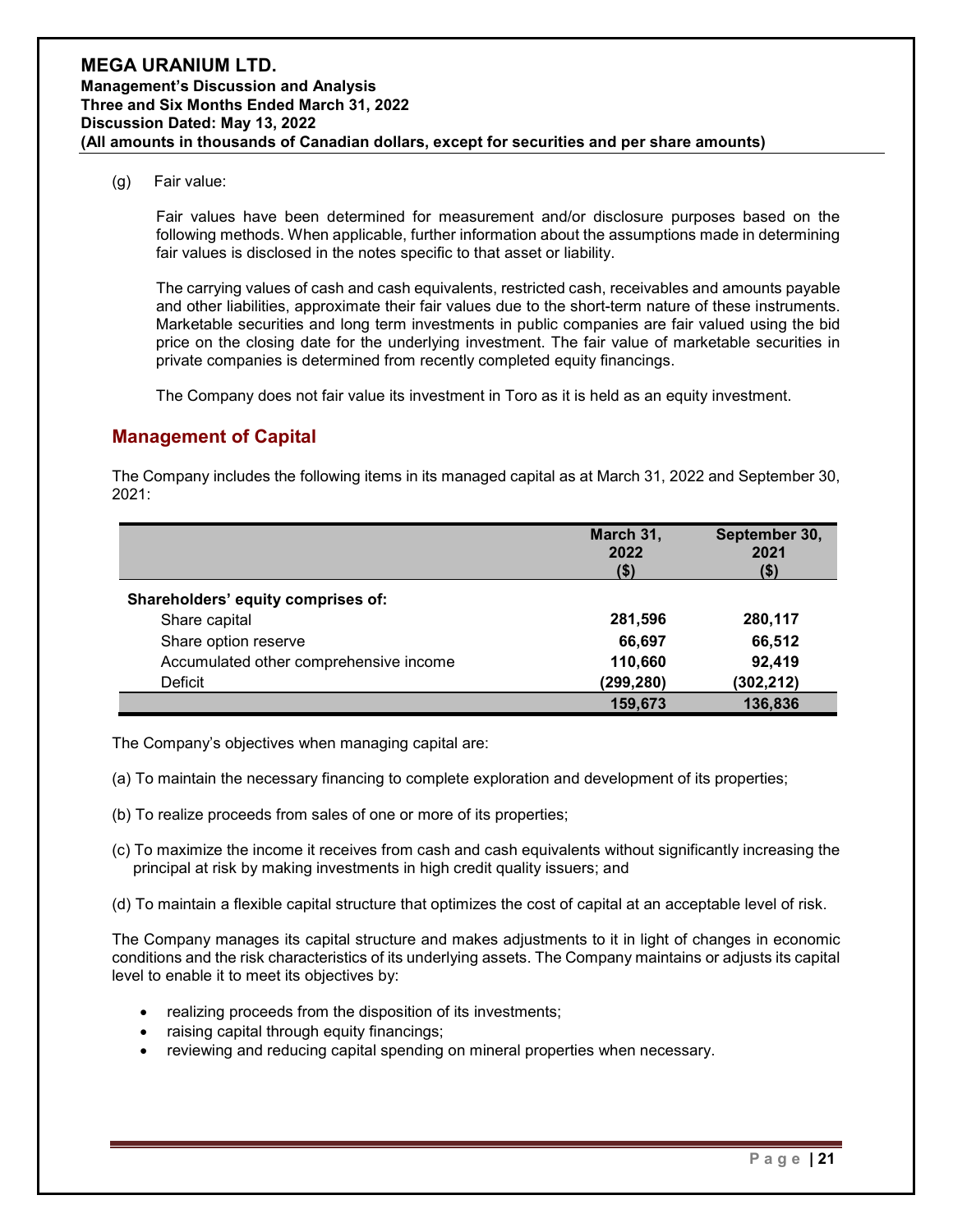(g) Fair value:

Fair values have been determined for measurement and/or disclosure purposes based on the following methods. When applicable, further information about the assumptions made in determining fair values is disclosed in the notes specific to that asset or liability.

The carrying values of cash and cash equivalents, restricted cash, receivables and amounts payable and other liabilities, approximate their fair values due to the short-term nature of these instruments. Marketable securities and long term investments in public companies are fair valued using the bid price on the closing date for the underlying investment. The fair value of marketable securities in private companies is determined from recently completed equity financings.

The Company does not fair value its investment in Toro as it is held as an equity investment.

## Management of Capital

The Company includes the following items in its managed capital as at March 31, 2022 and September 30, 2021:

| | March 31, 2022 ($) | September 30, 2021 ($) |
|---|---|---|
| **Shareholders' equity comprises of:** | | |
| Share capital | **281,596** | **280,117** |
| Share option reserve | **66,697** | **66,512** |
| Accumulated other comprehensive income | **110,660** | **92,419** |
| Deficit | **(299,280)** | **(302,212)** |
| | **159,673** | **136,836** |

The Company's objectives when managing capital are:

(a) To maintain the necessary financing to complete exploration and development of its properties;

(b) To realize proceeds from sales of one or more of its properties;

(c) To maximize the income it receives from cash and cash equivalents without significantly increasing the principal at risk by making investments in high credit quality issuers; and

(d) To maintain a flexible capital structure that optimizes the cost of capital at an acceptable level of risk.

The Company manages its capital structure and makes adjustments to it in light of changes in economic conditions and the risk characteristics of its underlying assets. The Company maintains or adjusts its capital level to enable it to meet its objectives by:

- realizing proceeds from the disposition of its investments;
- raising capital through equity financings;
- reviewing and reducing capital spending on mineral properties when necessary.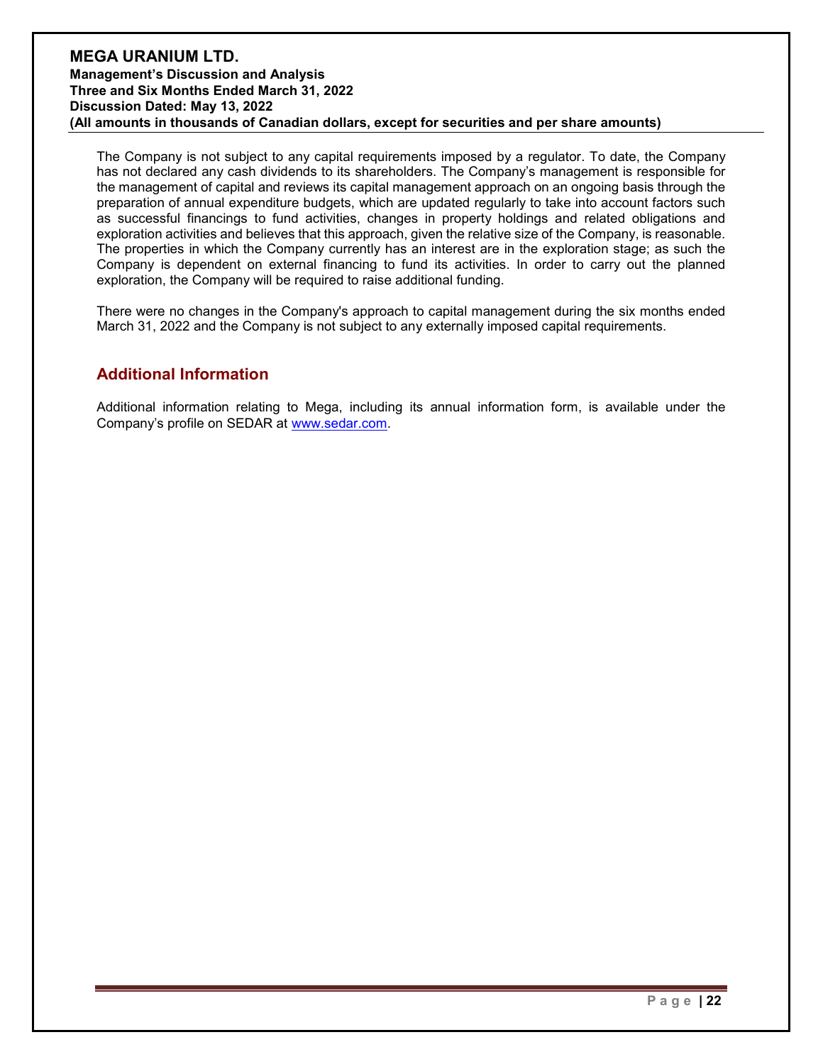The Company is not subject to any capital requirements imposed by a regulator. To date, the Company has not declared any cash dividends to its shareholders. The Company's management is responsible for the management of capital and reviews its capital management approach on an ongoing basis through the preparation of annual expenditure budgets, which are updated regularly to take into account factors such as successful financings to fund activities, changes in property holdings and related obligations and exploration activities and believes that this approach, given the relative size of the Company, is reasonable. The properties in which the Company currently has an interest are in the exploration stage; as such the Company is dependent on external financing to fund its activities. In order to carry out the planned exploration, the Company will be required to raise additional funding.

There were no changes in the Company's approach to capital management during the six months ended March 31, 2022 and the Company is not subject to any externally imposed capital requirements.

## Additional Information

Additional information relating to Mega, including its annual information form, is available under the Company's profile on SEDAR at www.sedar.com.